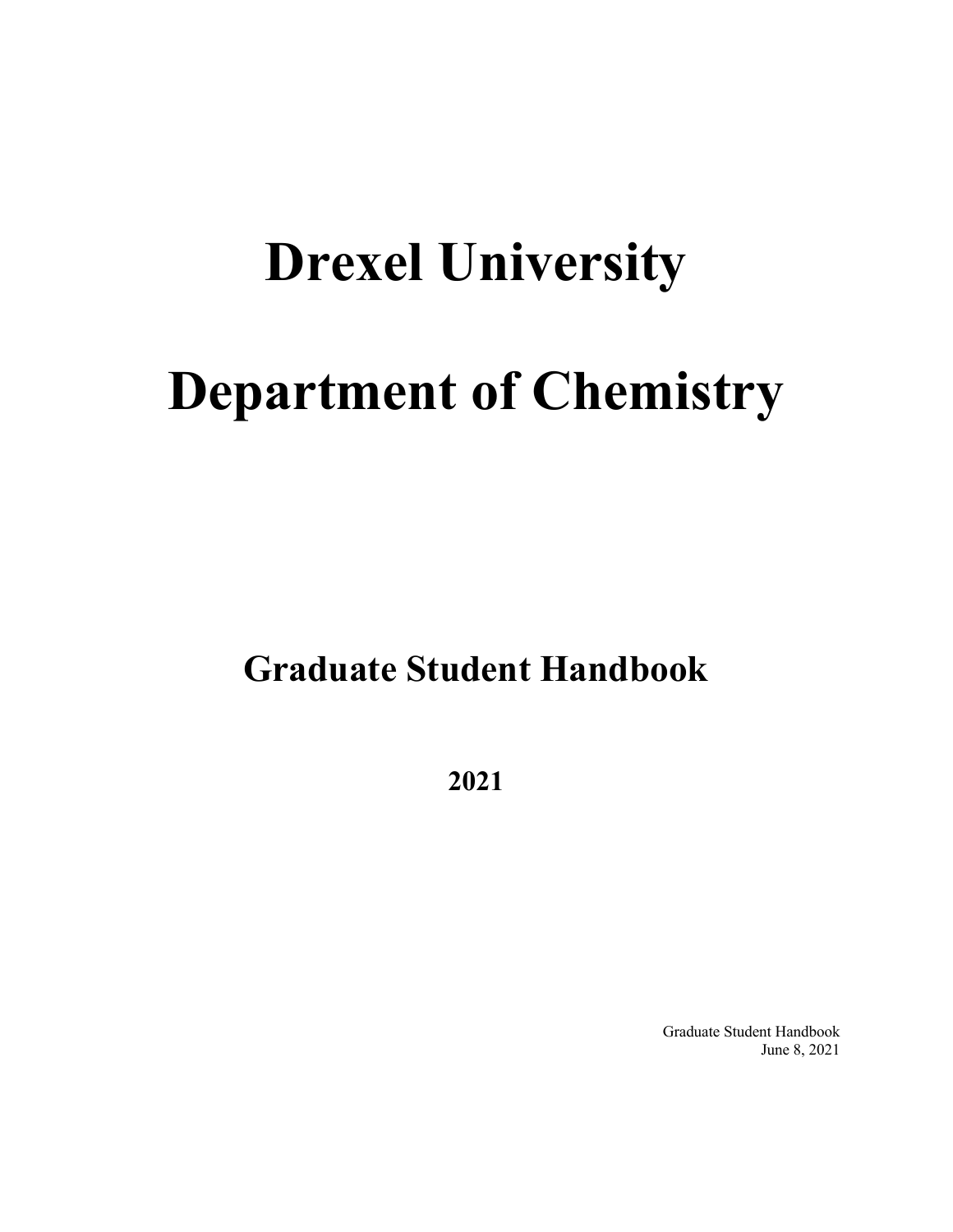# Drexel University

# Department of Chemistry

## Graduate Student Handbook

**2021**

Graduate Student Handbook
June 8, 2021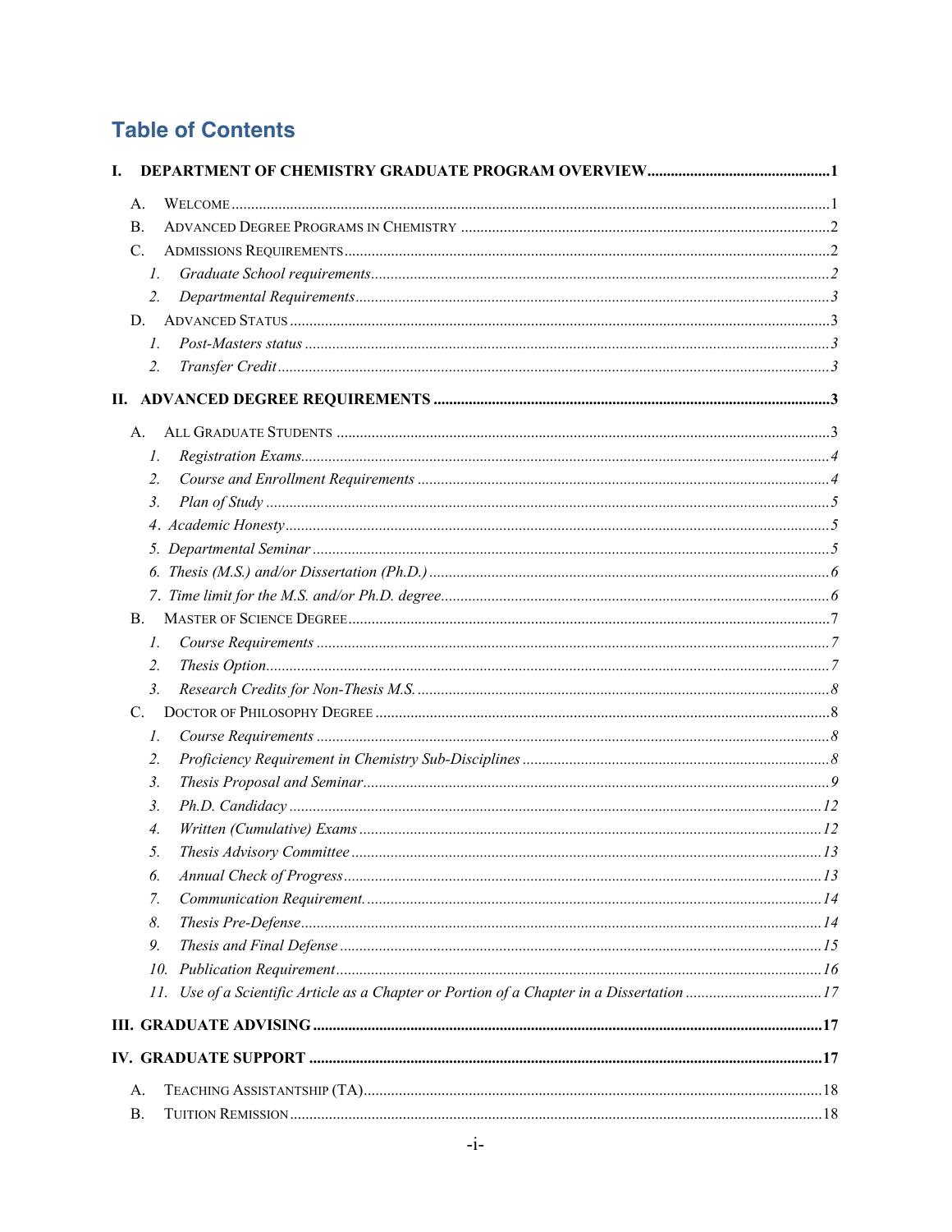# Table of Contents

**I. DEPARTMENT OF CHEMISTRY GRADUATE PROGRAM OVERVIEW .....1**

- A. Welcome .....1
- B. Advanced Degree Programs in Chemistry .....2
- C. Admissions Requirements .....2
  - *1. Graduate School requirements .....2*
  - *2. Departmental Requirements .....3*
- D. Advanced Status .....3
  - *1. Post-Masters status .....3*
  - *2. Transfer Credit .....3*

**II. ADVANCED DEGREE REQUIREMENTS .....3**

- A. All Graduate Students .....3
  - *1. Registration Exams .....4*
  - *2. Course and Enrollment Requirements .....4*
  - *3. Plan of Study .....5*
  - *4. Academic Honesty .....5*
  - *5. Departmental Seminar .....5*
  - *6. Thesis (M.S.) and/or Dissertation (Ph.D.) .....6*
  - *7. Time limit for the M.S. and/or Ph.D. degree .....6*
- B. Master of Science Degree .....7
  - *1. Course Requirements .....7*
  - *2. Thesis Option .....7*
  - *3. Research Credits for Non-Thesis M.S. .....8*
- C. Doctor of Philosophy Degree .....8
  - *1. Course Requirements .....8*
  - *2. Proficiency Requirement in Chemistry Sub-Disciplines .....8*
  - *3. Thesis Proposal and Seminar .....9*
  - *3. Ph.D. Candidacy .....12*
  - *4. Written (Cumulative) Exams .....12*
  - *5. Thesis Advisory Committee .....13*
  - *6. Annual Check of Progress .....13*
  - *7. Communication Requirement. .....14*
  - *8. Thesis Pre-Defense .....14*
  - *9. Thesis and Final Defense .....15*
  - *10. Publication Requirement .....16*
  - *11. Use of a Scientific Article as a Chapter or Portion of a Chapter in a Dissertation .....17*

**III. GRADUATE ADVISING .....17**

**IV. GRADUATE SUPPORT .....17**

- A. Teaching Assistantship (TA) .....18
- B. Tuition Remission .....18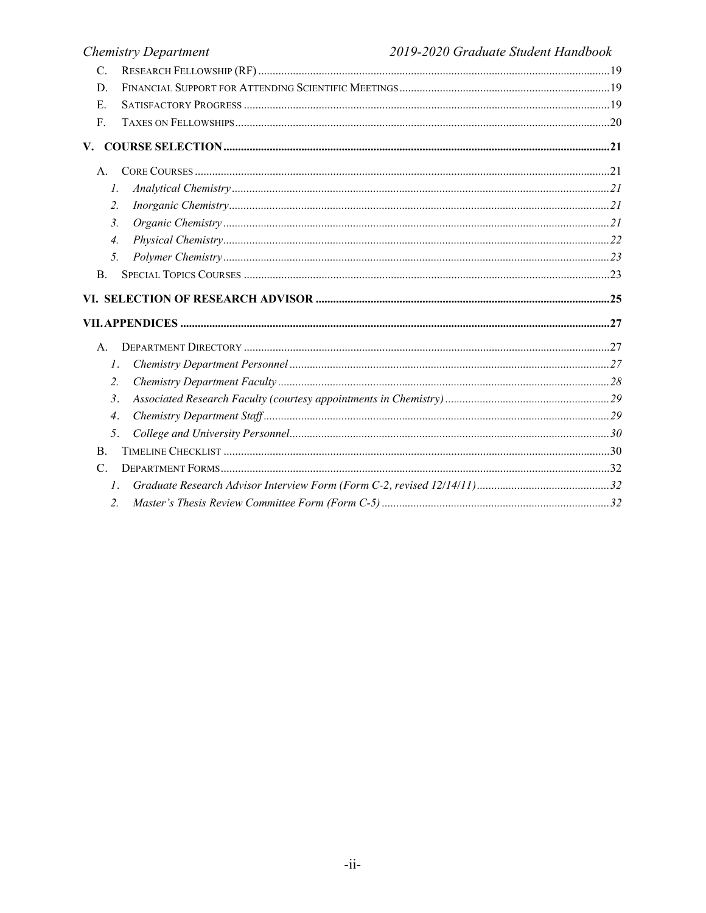- C. Research Fellowship (RF) ........................................ 19
- D. Financial Support for Attending Scientific Meetings ........................................ 19
- E. Satisfactory Progress ........................................ 19
- F. Taxes on Fellowships ........................................ 20

**V. COURSE SELECTION ........................................ 21**

- A. Core Courses ........................................ 21
  1. *Analytical Chemistry ........................................ 21*
  2. *Inorganic Chemistry ........................................ 21*
  3. *Organic Chemistry ........................................ 21*
  4. *Physical Chemistry ........................................ 22*
  5. *Polymer Chemistry ........................................ 23*
- B. Special Topics Courses ........................................ 23

**VI. SELECTION OF RESEARCH ADVISOR ........................................ 25**

**VII. APPENDICES ........................................ 27**

- A. Department Directory ........................................ 27
  1. *Chemistry Department Personnel ........................................ 27*
  2. *Chemistry Department Faculty ........................................ 28*
  3. *Associated Research Faculty (courtesy appointments in Chemistry) ........................................ 29*
  4. *Chemistry Department Staff ........................................ 29*
  5. *College and University Personnel ........................................ 30*
- B. Timeline Checklist ........................................ 30
- C. Department Forms ........................................ 32
  1. *Graduate Research Advisor Interview Form (Form C-2, revised 12/14/11) ........................................ 32*
  2. *Master's Thesis Review Committee Form (Form C-5) ........................................ 32*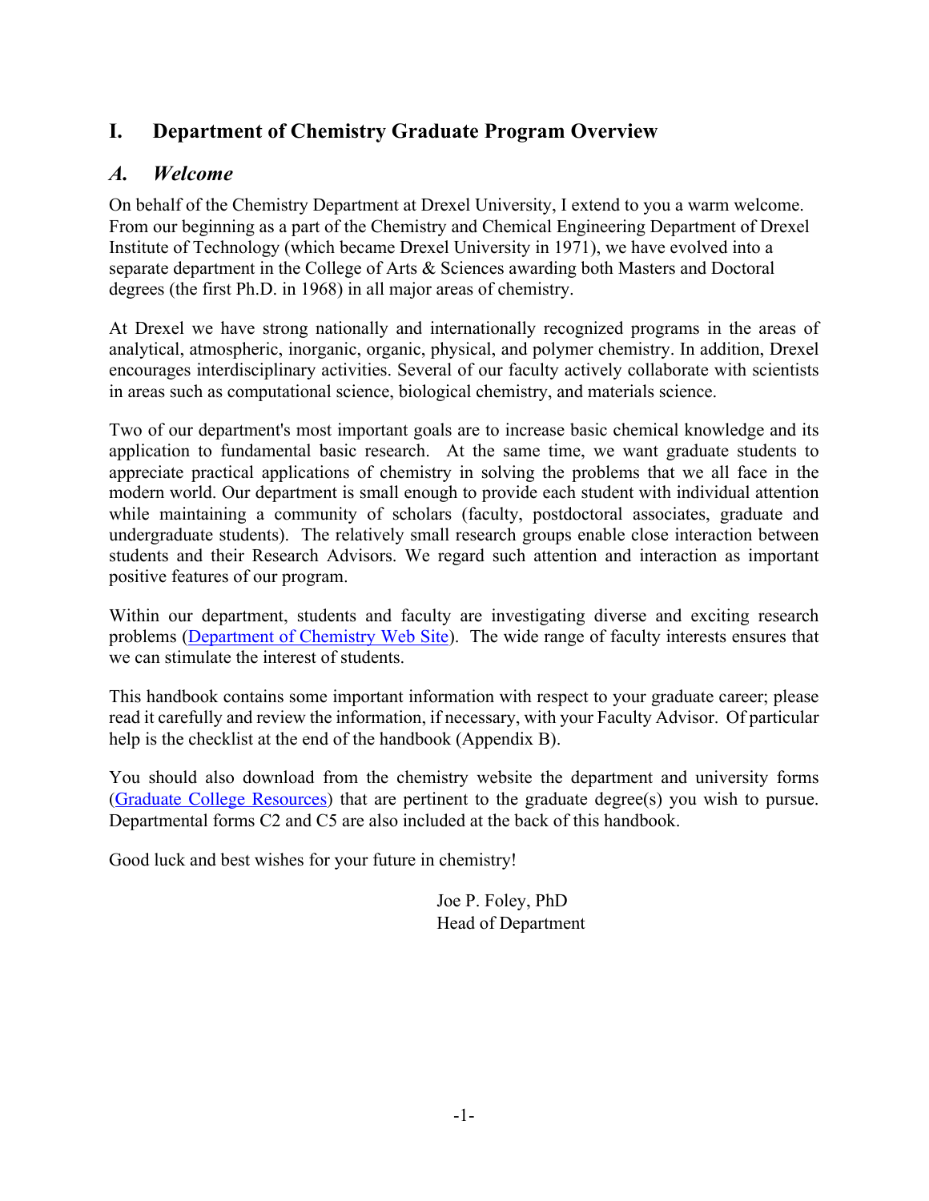# I. Department of Chemistry Graduate Program Overview

## *A. Welcome*

On behalf of the Chemistry Department at Drexel University, I extend to you a warm welcome. From our beginning as a part of the Chemistry and Chemical Engineering Department of Drexel Institute of Technology (which became Drexel University in 1971), we have evolved into a separate department in the College of Arts & Sciences awarding both Masters and Doctoral degrees (the first Ph.D. in 1968) in all major areas of chemistry.

At Drexel we have strong nationally and internationally recognized programs in the areas of analytical, atmospheric, inorganic, organic, physical, and polymer chemistry. In addition, Drexel encourages interdisciplinary activities. Several of our faculty actively collaborate with scientists in areas such as computational science, biological chemistry, and materials science.

Two of our department's most important goals are to increase basic chemical knowledge and its application to fundamental basic research. At the same time, we want graduate students to appreciate practical applications of chemistry in solving the problems that we all face in the modern world. Our department is small enough to provide each student with individual attention while maintaining a community of scholars (faculty, postdoctoral associates, graduate and undergraduate students). The relatively small research groups enable close interaction between students and their Research Advisors. We regard such attention and interaction as important positive features of our program.

Within our department, students and faculty are investigating diverse and exciting research problems (Department of Chemistry Web Site). The wide range of faculty interests ensures that we can stimulate the interest of students.

This handbook contains some important information with respect to your graduate career; please read it carefully and review the information, if necessary, with your Faculty Advisor. Of particular help is the checklist at the end of the handbook (Appendix B).

You should also download from the chemistry website the department and university forms (Graduate College Resources) that are pertinent to the graduate degree(s) you wish to pursue. Departmental forms C2 and C5 are also included at the back of this handbook.

Good luck and best wishes for your future in chemistry!

Joe P. Foley, PhD
Head of Department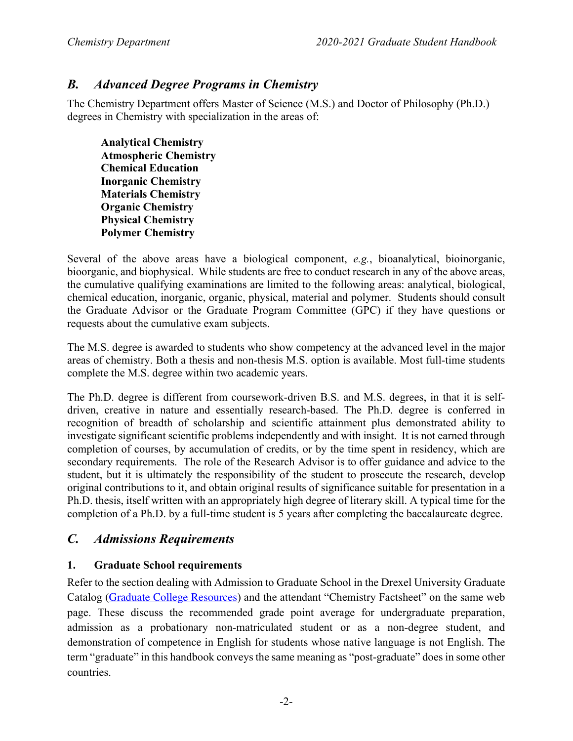## *B. Advanced Degree Programs in Chemistry*

The Chemistry Department offers Master of Science (M.S.) and Doctor of Philosophy (Ph.D.) degrees in Chemistry with specialization in the areas of:

**Analytical Chemistry**
**Atmospheric Chemistry**
**Chemical Education**
**Inorganic Chemistry**
**Materials Chemistry**
**Organic Chemistry**
**Physical Chemistry**
**Polymer Chemistry**

Several of the above areas have a biological component, *e.g.*, bioanalytical, bioinorganic, bioorganic, and biophysical. While students are free to conduct research in any of the above areas, the cumulative qualifying examinations are limited to the following areas: analytical, biological, chemical education, inorganic, organic, physical, material and polymer. Students should consult the Graduate Advisor or the Graduate Program Committee (GPC) if they have questions or requests about the cumulative exam subjects.

The M.S. degree is awarded to students who show competency at the advanced level in the major areas of chemistry. Both a thesis and non-thesis M.S. option is available. Most full-time students complete the M.S. degree within two academic years.

The Ph.D. degree is different from coursework-driven B.S. and M.S. degrees, in that it is self-driven, creative in nature and essentially research-based. The Ph.D. degree is conferred in recognition of breadth of scholarship and scientific attainment plus demonstrated ability to investigate significant scientific problems independently and with insight. It is not earned through completion of courses, by accumulation of credits, or by the time spent in residency, which are secondary requirements. The role of the Research Advisor is to offer guidance and advice to the student, but it is ultimately the responsibility of the student to prosecute the research, develop original contributions to it, and obtain original results of significance suitable for presentation in a Ph.D. thesis, itself written with an appropriately high degree of literary skill. A typical time for the completion of a Ph.D. by a full-time student is 5 years after completing the baccalaureate degree.

## *C. Admissions Requirements*

### 1. Graduate School requirements

Refer to the section dealing with Admission to Graduate School in the Drexel University Graduate Catalog (Graduate College Resources) and the attendant "Chemistry Factsheet" on the same web page. These discuss the recommended grade point average for undergraduate preparation, admission as a probationary non-matriculated student or as a non-degree student, and demonstration of competence in English for students whose native language is not English. The term "graduate" in this handbook conveys the same meaning as "post-graduate" does in some other countries.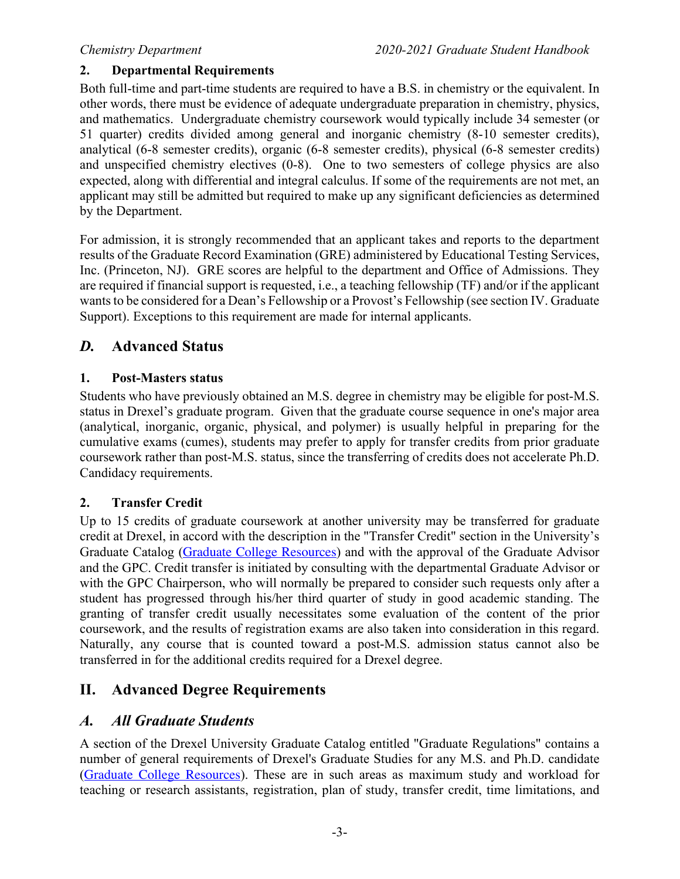### 2. Departmental Requirements

Both full-time and part-time students are required to have a B.S. in chemistry or the equivalent. In other words, there must be evidence of adequate undergraduate preparation in chemistry, physics, and mathematics. Undergraduate chemistry coursework would typically include 34 semester (or 51 quarter) credits divided among general and inorganic chemistry (8-10 semester credits), analytical (6-8 semester credits), organic (6-8 semester credits), physical (6-8 semester credits) and unspecified chemistry electives (0-8). One to two semesters of college physics are also expected, along with differential and integral calculus. If some of the requirements are not met, an applicant may still be admitted but required to make up any significant deficiencies as determined by the Department.

For admission, it is strongly recommended that an applicant takes and reports to the department results of the Graduate Record Examination (GRE) administered by Educational Testing Services, Inc. (Princeton, NJ). GRE scores are helpful to the department and Office of Admissions. They are required if financial support is requested, i.e., a teaching fellowship (TF) and/or if the applicant wants to be considered for a Dean's Fellowship or a Provost's Fellowship (see section IV. Graduate Support). Exceptions to this requirement are made for internal applicants.

## *D.* Advanced Status

### 1. Post-Masters status

Students who have previously obtained an M.S. degree in chemistry may be eligible for post-M.S. status in Drexel's graduate program. Given that the graduate course sequence in one's major area (analytical, inorganic, organic, physical, and polymer) is usually helpful in preparing for the cumulative exams (cumes), students may prefer to apply for transfer credits from prior graduate coursework rather than post-M.S. status, since the transferring of credits does not accelerate Ph.D. Candidacy requirements.

### 2. Transfer Credit

Up to 15 credits of graduate coursework at another university may be transferred for graduate credit at Drexel, in accord with the description in the "Transfer Credit" section in the University's Graduate Catalog (Graduate College Resources) and with the approval of the Graduate Advisor and the GPC. Credit transfer is initiated by consulting with the departmental Graduate Advisor or with the GPC Chairperson, who will normally be prepared to consider such requests only after a student has progressed through his/her third quarter of study in good academic standing. The granting of transfer credit usually necessitates some evaluation of the content of the prior coursework, and the results of registration exams are also taken into consideration in this regard. Naturally, any course that is counted toward a post-M.S. admission status cannot also be transferred in for the additional credits required for a Drexel degree.

# II. Advanced Degree Requirements

## *A. All Graduate Students*

A section of the Drexel University Graduate Catalog entitled "Graduate Regulations" contains a number of general requirements of Drexel's Graduate Studies for any M.S. and Ph.D. candidate (Graduate College Resources). These are in such areas as maximum study and workload for teaching or research assistants, registration, plan of study, transfer credit, time limitations, and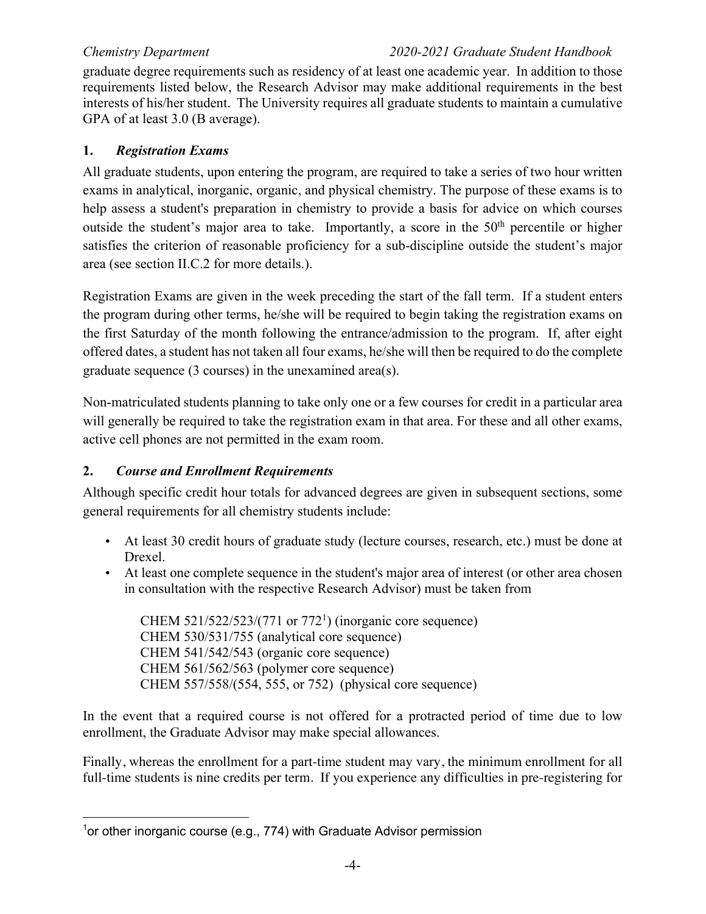graduate degree requirements such as residency of at least one academic year. In addition to those requirements listed below, the Research Advisor may make additional requirements in the best interests of his/her student. The University requires all graduate students to maintain a cumulative GPA of at least 3.0 (B average).

### 1. *Registration Exams*

All graduate students, upon entering the program, are required to take a series of two hour written exams in analytical, inorganic, organic, and physical chemistry. The purpose of these exams is to help assess a student's preparation in chemistry to provide a basis for advice on which courses outside the student's major area to take. Importantly, a score in the $50^{th}$ percentile or higher satisfies the criterion of reasonable proficiency for a sub-discipline outside the student's major area (see section II.C.2 for more details.).

Registration Exams are given in the week preceding the start of the fall term. If a student enters the program during other terms, he/she will be required to begin taking the registration exams on the first Saturday of the month following the entrance/admission to the program. If, after eight offered dates, a student has not taken all four exams, he/she will then be required to do the complete graduate sequence (3 courses) in the unexamined area(s).

Non-matriculated students planning to take only one or a few courses for credit in a particular area will generally be required to take the registration exam in that area. For these and all other exams, active cell phones are not permitted in the exam room.

### 2. *Course and Enrollment Requirements*

Although specific credit hour totals for advanced degrees are given in subsequent sections, some general requirements for all chemistry students include:

- At least 30 credit hours of graduate study (lecture courses, research, etc.) must be done at Drexel.
- At least one complete sequence in the student's major area of interest (or other area chosen in consultation with the respective Research Advisor) must be taken from

  CHEM 521/522/523/(771 or 772[1]) (inorganic core sequence)
  CHEM 530/531/755 (analytical core sequence)
  CHEM 541/542/543 (organic core sequence)
  CHEM 561/562/563 (polymer core sequence)
  CHEM 557/558/(554, 555, or 752) (physical core sequence)

In the event that a required course is not offered for a protracted period of time due to low enrollment, the Graduate Advisor may make special allowances.

Finally, whereas the enrollment for a part-time student may vary, the minimum enrollment for all full-time students is nine credits per term. If you experience any difficulties in pre-registering for

[1] or other inorganic course (e.g., 774) with Graduate Advisor permission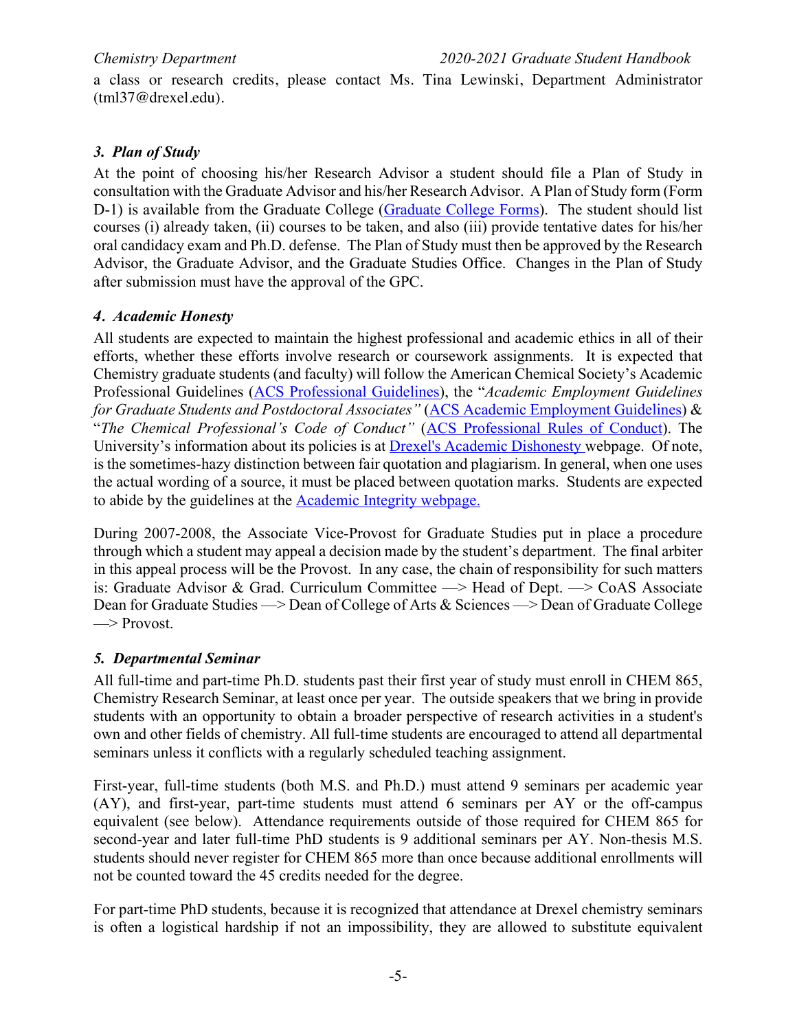a class or research credits, please contact Ms. Tina Lewinski, Department Administrator (tml37@drexel.edu).

### *3. Plan of Study*

At the point of choosing his/her Research Advisor a student should file a Plan of Study in consultation with the Graduate Advisor and his/her Research Advisor. A Plan of Study form (Form D-1) is available from the Graduate College (Graduate College Forms). The student should list courses (i) already taken, (ii) courses to be taken, and also (iii) provide tentative dates for his/her oral candidacy exam and Ph.D. defense. The Plan of Study must then be approved by the Research Advisor, the Graduate Advisor, and the Graduate Studies Office. Changes in the Plan of Study after submission must have the approval of the GPC.

### *4. Academic Honesty*

All students are expected to maintain the highest professional and academic ethics in all of their efforts, whether these efforts involve research or coursework assignments. It is expected that Chemistry graduate students (and faculty) will follow the American Chemical Society's Academic Professional Guidelines (ACS Professional Guidelines), the "*Academic Employment Guidelines for Graduate Students and Postdoctoral Associates"* (ACS Academic Employment Guidelines) & "*The Chemical Professional's Code of Conduct"* (ACS Professional Rules of Conduct). The University's information about its policies is at Drexel's Academic Dishonesty webpage. Of note, is the sometimes-hazy distinction between fair quotation and plagiarism. In general, when one uses the actual wording of a source, it must be placed between quotation marks. Students are expected to abide by the guidelines at the Academic Integrity webpage.

During 2007-2008, the Associate Vice-Provost for Graduate Studies put in place a procedure through which a student may appeal a decision made by the student's department. The final arbiter in this appeal process will be the Provost. In any case, the chain of responsibility for such matters is: Graduate Advisor & Grad. Curriculum Committee —> Head of Dept. —> CoAS Associate Dean for Graduate Studies —> Dean of College of Arts & Sciences —> Dean of Graduate College —> Provost.

### *5. Departmental Seminar*

All full-time and part-time Ph.D. students past their first year of study must enroll in CHEM 865, Chemistry Research Seminar, at least once per year. The outside speakers that we bring in provide students with an opportunity to obtain a broader perspective of research activities in a student's own and other fields of chemistry. All full-time students are encouraged to attend all departmental seminars unless it conflicts with a regularly scheduled teaching assignment.

First-year, full-time students (both M.S. and Ph.D.) must attend 9 seminars per academic year (AY), and first-year, part-time students must attend 6 seminars per AY or the off-campus equivalent (see below). Attendance requirements outside of those required for CHEM 865 for second-year and later full-time PhD students is 9 additional seminars per AY. Non-thesis M.S. students should never register for CHEM 865 more than once because additional enrollments will not be counted toward the 45 credits needed for the degree.

For part-time PhD students, because it is recognized that attendance at Drexel chemistry seminars is often a logistical hardship if not an impossibility, they are allowed to substitute equivalent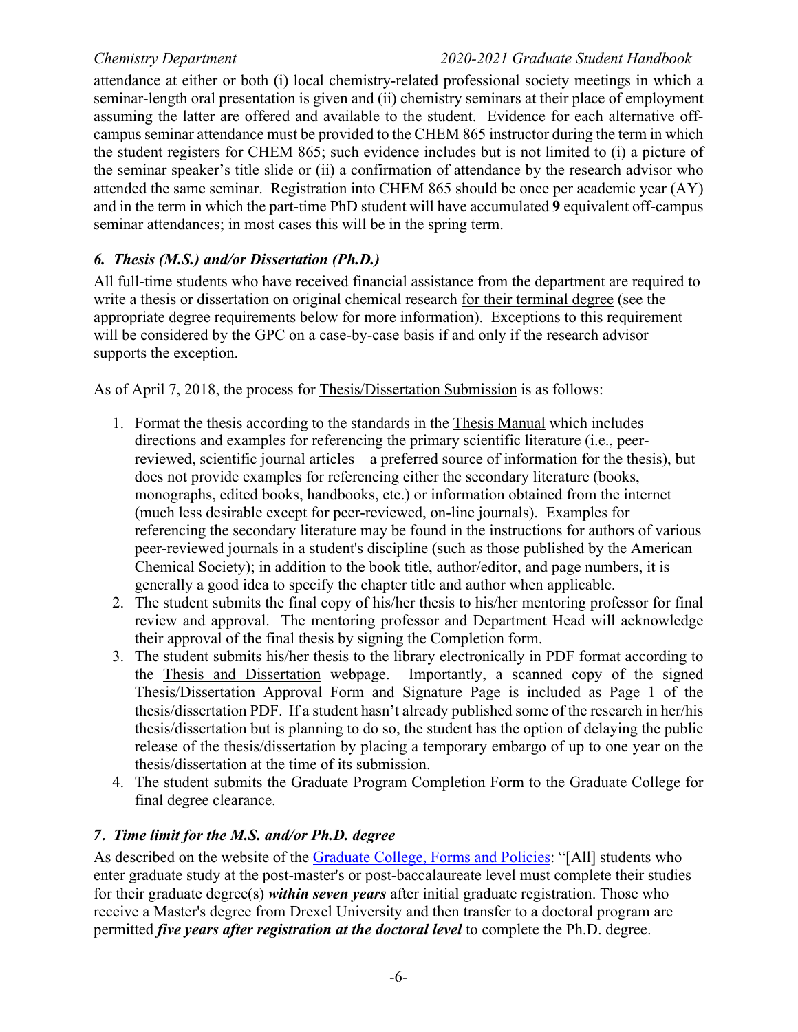attendance at either or both (i) local chemistry-related professional society meetings in which a seminar-length oral presentation is given and (ii) chemistry seminars at their place of employment assuming the latter are offered and available to the student. Evidence for each alternative off-campus seminar attendance must be provided to the CHEM 865 instructor during the term in which the student registers for CHEM 865; such evidence includes but is not limited to (i) a picture of the seminar speaker's title slide or (ii) a confirmation of attendance by the research advisor who attended the same seminar. Registration into CHEM 865 should be once per academic year (AY) and in the term in which the part-time PhD student will have accumulated **9** equivalent off-campus seminar attendances; in most cases this will be in the spring term.

### *6. Thesis (M.S.) and/or Dissertation (Ph.D.)*

All full-time students who have received financial assistance from the department are required to write a thesis or dissertation on original chemical research for their terminal degree (see the appropriate degree requirements below for more information). Exceptions to this requirement will be considered by the GPC on a case-by-case basis if and only if the research advisor supports the exception.

As of April 7, 2018, the process for Thesis/Dissertation Submission is as follows:

1. Format the thesis according to the standards in the Thesis Manual which includes directions and examples for referencing the primary scientific literature (i.e., peer-reviewed, scientific journal articles—a preferred source of information for the thesis), but does not provide examples for referencing either the secondary literature (books, monographs, edited books, handbooks, etc.) or information obtained from the internet (much less desirable except for peer-reviewed, on-line journals). Examples for referencing the secondary literature may be found in the instructions for authors of various peer-reviewed journals in a student's discipline (such as those published by the American Chemical Society); in addition to the book title, author/editor, and page numbers, it is generally a good idea to specify the chapter title and author when applicable.
2. The student submits the final copy of his/her thesis to his/her mentoring professor for final review and approval. The mentoring professor and Department Head will acknowledge their approval of the final thesis by signing the Completion form.
3. The student submits his/her thesis to the library electronically in PDF format according to the Thesis and Dissertation webpage. Importantly, a scanned copy of the signed Thesis/Dissertation Approval Form and Signature Page is included as Page 1 of the thesis/dissertation PDF. If a student hasn't already published some of the research in her/his thesis/dissertation but is planning to do so, the student has the option of delaying the public release of the thesis/dissertation by placing a temporary embargo of up to one year on the thesis/dissertation at the time of its submission.
4. The student submits the Graduate Program Completion Form to the Graduate College for final degree clearance.

### *7. Time limit for the M.S. and/or Ph.D. degree*

As described on the website of the Graduate College, Forms and Policies: "[All] students who enter graduate study at the post-master's or post-baccalaureate level must complete their studies for their graduate degree(s) ***within seven years*** after initial graduate registration. Those who receive a Master's degree from Drexel University and then transfer to a doctoral program are permitted ***five years after registration at the doctoral level*** to complete the Ph.D. degree.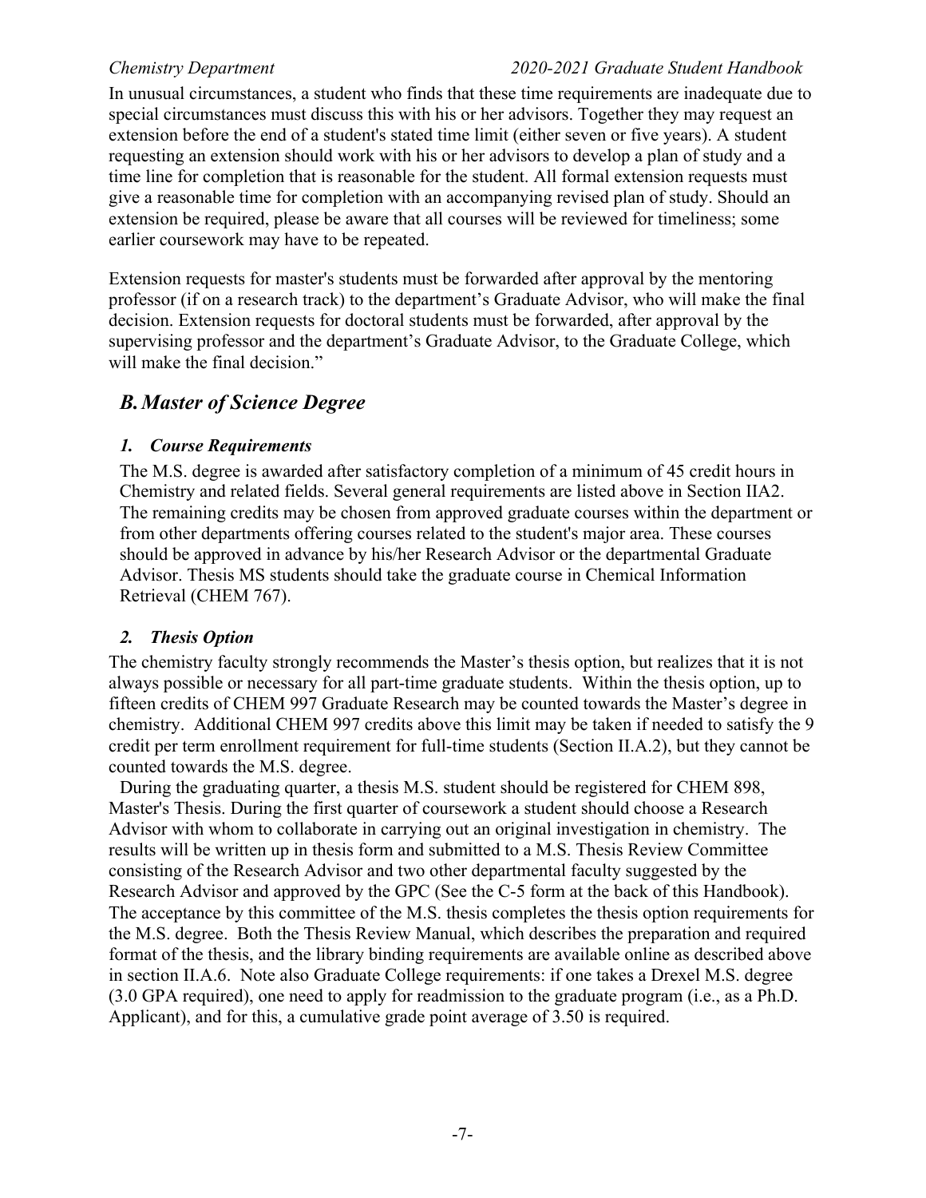In unusual circumstances, a student who finds that these time requirements are inadequate due to special circumstances must discuss this with his or her advisors. Together they may request an extension before the end of a student's stated time limit (either seven or five years). A student requesting an extension should work with his or her advisors to develop a plan of study and a time line for completion that is reasonable for the student. All formal extension requests must give a reasonable time for completion with an accompanying revised plan of study. Should an extension be required, please be aware that all courses will be reviewed for timeliness; some earlier coursework may have to be repeated.

Extension requests for master's students must be forwarded after approval by the mentoring professor (if on a research track) to the department's Graduate Advisor, who will make the final decision. Extension requests for doctoral students must be forwarded, after approval by the supervising professor and the department's Graduate Advisor, to the Graduate College, which will make the final decision."

## *B. Master of Science Degree*

### *1. Course Requirements*

The M.S. degree is awarded after satisfactory completion of a minimum of 45 credit hours in Chemistry and related fields. Several general requirements are listed above in Section IIA2. The remaining credits may be chosen from approved graduate courses within the department or from other departments offering courses related to the student's major area. These courses should be approved in advance by his/her Research Advisor or the departmental Graduate Advisor. Thesis MS students should take the graduate course in Chemical Information Retrieval (CHEM 767).

### *2. Thesis Option*

The chemistry faculty strongly recommends the Master's thesis option, but realizes that it is not always possible or necessary for all part-time graduate students. Within the thesis option, up to fifteen credits of CHEM 997 Graduate Research may be counted towards the Master's degree in chemistry. Additional CHEM 997 credits above this limit may be taken if needed to satisfy the 9 credit per term enrollment requirement for full-time students (Section II.A.2), but they cannot be counted towards the M.S. degree.

During the graduating quarter, a thesis M.S. student should be registered for CHEM 898, Master's Thesis. During the first quarter of coursework a student should choose a Research Advisor with whom to collaborate in carrying out an original investigation in chemistry. The results will be written up in thesis form and submitted to a M.S. Thesis Review Committee consisting of the Research Advisor and two other departmental faculty suggested by the Research Advisor and approved by the GPC (See the C-5 form at the back of this Handbook). The acceptance by this committee of the M.S. thesis completes the thesis option requirements for the M.S. degree. Both the Thesis Review Manual, which describes the preparation and required format of the thesis, and the library binding requirements are available online as described above in section II.A.6. Note also Graduate College requirements: if one takes a Drexel M.S. degree (3.0 GPA required), one need to apply for readmission to the graduate program (i.e., as a Ph.D. Applicant), and for this, a cumulative grade point average of 3.50 is required.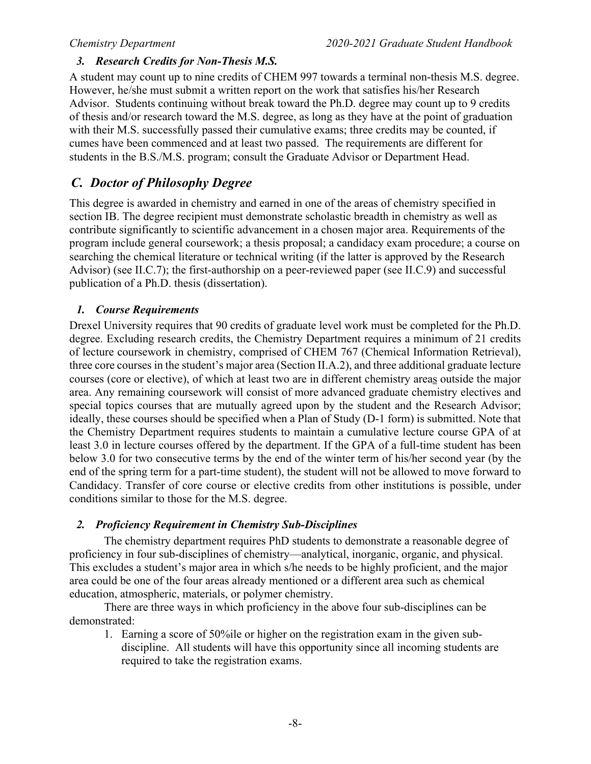### *3. Research Credits for Non-Thesis M.S.*

A student may count up to nine credits of CHEM 997 towards a terminal non-thesis M.S. degree. However, he/she must submit a written report on the work that satisfies his/her Research Advisor. Students continuing without break toward the Ph.D. degree may count up to 9 credits of thesis and/or research toward the M.S. degree, as long as they have at the point of graduation with their M.S. successfully passed their cumulative exams; three credits may be counted, if cumes have been commenced and at least two passed. The requirements are different for students in the B.S./M.S. program; consult the Graduate Advisor or Department Head.

## *C. Doctor of Philosophy Degree*

This degree is awarded in chemistry and earned in one of the areas of chemistry specified in section IB. The degree recipient must demonstrate scholastic breadth in chemistry as well as contribute significantly to scientific advancement in a chosen major area. Requirements of the program include general coursework; a thesis proposal; a candidacy exam procedure; a course on searching the chemical literature or technical writing (if the latter is approved by the Research Advisor) (see II.C.7); the first-authorship on a peer-reviewed paper (see II.C.9) and successful publication of a Ph.D. thesis (dissertation).

### *1. Course Requirements*

Drexel University requires that 90 credits of graduate level work must be completed for the Ph.D. degree. Excluding research credits, the Chemistry Department requires a minimum of 21 credits of lecture coursework in chemistry, comprised of CHEM 767 (Chemical Information Retrieval), three core courses in the student's major area (Section II.A.2), and three additional graduate lecture courses (core or elective), of which at least two are in different chemistry areas outside the major area. Any remaining coursework will consist of more advanced graduate chemistry electives and special topics courses that are mutually agreed upon by the student and the Research Advisor; ideally, these courses should be specified when a Plan of Study (D-1 form) is submitted. Note that the Chemistry Department requires students to maintain a cumulative lecture course GPA of at least 3.0 in lecture courses offered by the department. If the GPA of a full-time student has been below 3.0 for two consecutive terms by the end of the winter term of his/her second year (by the end of the spring term for a part-time student), the student will not be allowed to move forward to Candidacy. Transfer of core course or elective credits from other institutions is possible, under conditions similar to those for the M.S. degree.

### *2. Proficiency Requirement in Chemistry Sub-Disciplines*

The chemistry department requires PhD students to demonstrate a reasonable degree of proficiency in four sub-disciplines of chemistry—analytical, inorganic, organic, and physical. This excludes a student's major area in which s/he needs to be highly proficient, and the major area could be one of the four areas already mentioned or a different area such as chemical education, atmospheric, materials, or polymer chemistry.

There are three ways in which proficiency in the above four sub-disciplines can be demonstrated:

1. Earning a score of 50%ile or higher on the registration exam in the given sub-discipline. All students will have this opportunity since all incoming students are required to take the registration exams.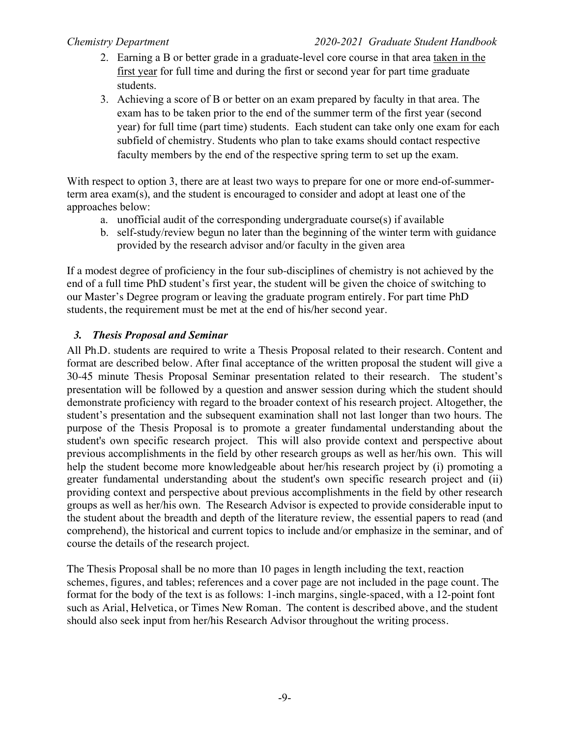2. Earning a B or better grade in a graduate-level core course in that area <u>taken in the first year</u> for full time and during the first or second year for part time graduate students.
3. Achieving a score of B or better on an exam prepared by faculty in that area. The exam has to be taken prior to the end of the summer term of the first year (second year) for full time (part time) students. Each student can take only one exam for each subfield of chemistry. Students who plan to take exams should contact respective faculty members by the end of the respective spring term to set up the exam.

With respect to option 3, there are at least two ways to prepare for one or more end-of-summer-term area exam(s), and the student is encouraged to consider and adopt at least one of the approaches below:

a. unofficial audit of the corresponding undergraduate course(s) if available
b. self-study/review begun no later than the beginning of the winter term with guidance provided by the research advisor and/or faculty in the given area

If a modest degree of proficiency in the four sub-disciplines of chemistry is not achieved by the end of a full time PhD student's first year, the student will be given the choice of switching to our Master's Degree program or leaving the graduate program entirely. For part time PhD students, the requirement must be met at the end of his/her second year.

### *3. Thesis Proposal and Seminar*

All Ph.D. students are required to write a Thesis Proposal related to their research. Content and format are described below. After final acceptance of the written proposal the student will give a 30-45 minute Thesis Proposal Seminar presentation related to their research. The student's presentation will be followed by a question and answer session during which the student should demonstrate proficiency with regard to the broader context of his research project. Altogether, the student's presentation and the subsequent examination shall not last longer than two hours. The purpose of the Thesis Proposal is to promote a greater fundamental understanding about the student's own specific research project. This will also provide context and perspective about previous accomplishments in the field by other research groups as well as her/his own. This will help the student become more knowledgeable about her/his research project by (i) promoting a greater fundamental understanding about the student's own specific research project and (ii) providing context and perspective about previous accomplishments in the field by other research groups as well as her/his own. The Research Advisor is expected to provide considerable input to the student about the breadth and depth of the literature review, the essential papers to read (and comprehend), the historical and current topics to include and/or emphasize in the seminar, and of course the details of the research project.

The Thesis Proposal shall be no more than 10 pages in length including the text, reaction schemes, figures, and tables; references and a cover page are not included in the page count. The format for the body of the text is as follows: 1-inch margins, single-spaced, with a 12-point font such as Arial, Helvetica, or Times New Roman. The content is described above, and the student should also seek input from her/his Research Advisor throughout the writing process.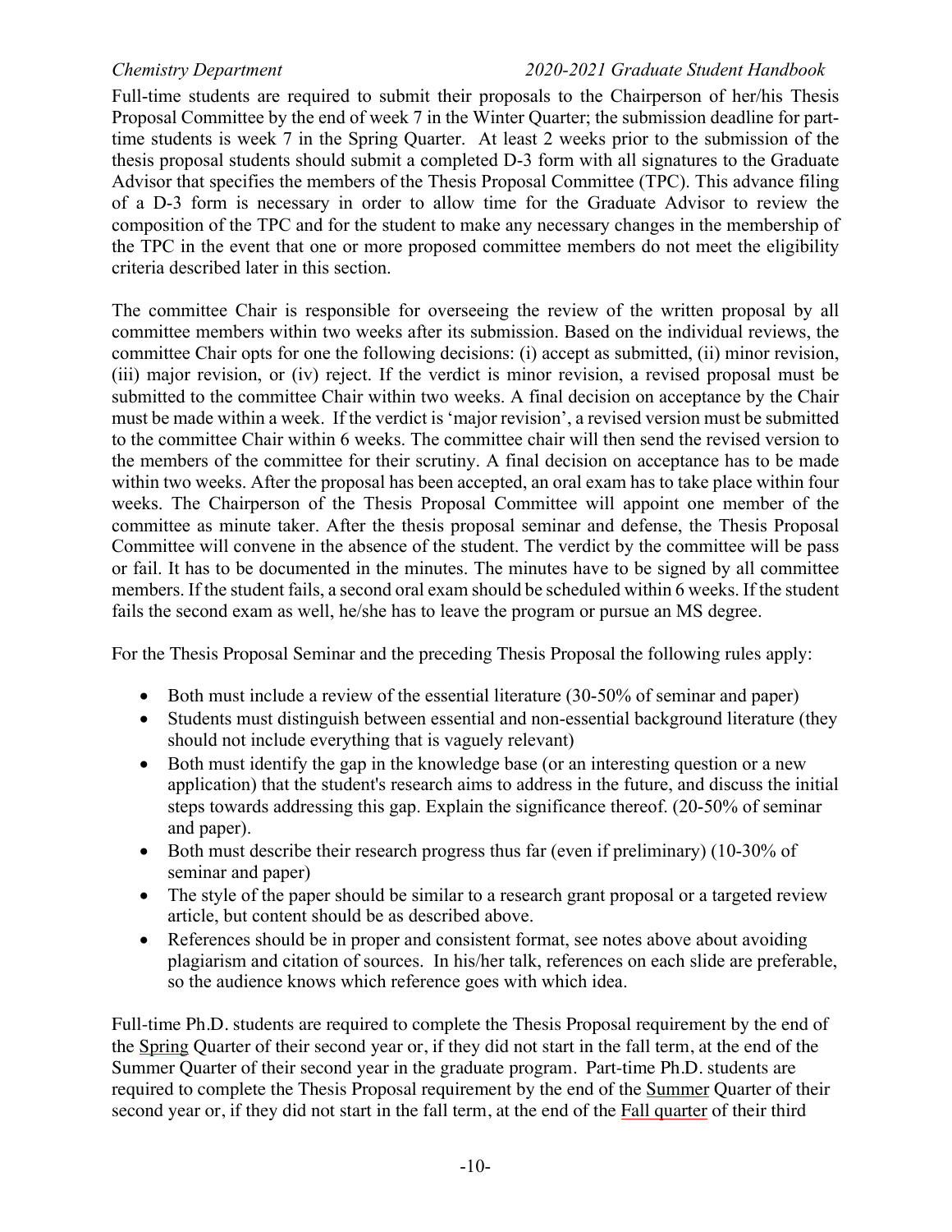Full-time students are required to submit their proposals to the Chairperson of her/his Thesis Proposal Committee by the end of week 7 in the Winter Quarter; the submission deadline for part-time students is week 7 in the Spring Quarter. At least 2 weeks prior to the submission of the thesis proposal students should submit a completed D-3 form with all signatures to the Graduate Advisor that specifies the members of the Thesis Proposal Committee (TPC). This advance filing of a D-3 form is necessary in order to allow time for the Graduate Advisor to review the composition of the TPC and for the student to make any necessary changes in the membership of the TPC in the event that one or more proposed committee members do not meet the eligibility criteria described later in this section.

The committee Chair is responsible for overseeing the review of the written proposal by all committee members within two weeks after its submission. Based on the individual reviews, the committee Chair opts for one the following decisions: (i) accept as submitted, (ii) minor revision, (iii) major revision, or (iv) reject. If the verdict is minor revision, a revised proposal must be submitted to the committee Chair within two weeks. A final decision on acceptance by the Chair must be made within a week. If the verdict is 'major revision', a revised version must be submitted to the committee Chair within 6 weeks. The committee chair will then send the revised version to the members of the committee for their scrutiny. A final decision on acceptance has to be made within two weeks. After the proposal has been accepted, an oral exam has to take place within four weeks. The Chairperson of the Thesis Proposal Committee will appoint one member of the committee as minute taker. After the thesis proposal seminar and defense, the Thesis Proposal Committee will convene in the absence of the student. The verdict by the committee will be pass or fail. It has to be documented in the minutes. The minutes have to be signed by all committee members. If the student fails, a second oral exam should be scheduled within 6 weeks. If the student fails the second exam as well, he/she has to leave the program or pursue an MS degree.

For the Thesis Proposal Seminar and the preceding Thesis Proposal the following rules apply:

- Both must include a review of the essential literature (30-50% of seminar and paper)
- Students must distinguish between essential and non-essential background literature (they should not include everything that is vaguely relevant)
- Both must identify the gap in the knowledge base (or an interesting question or a new application) that the student's research aims to address in the future, and discuss the initial steps towards addressing this gap. Explain the significance thereof. (20-50% of seminar and paper).
- Both must describe their research progress thus far (even if preliminary) (10-30% of seminar and paper)
- The style of the paper should be similar to a research grant proposal or a targeted review article, but content should be as described above.
- References should be in proper and consistent format, see notes above about avoiding plagiarism and citation of sources. In his/her talk, references on each slide are preferable, so the audience knows which reference goes with which idea.

Full-time Ph.D. students are required to complete the Thesis Proposal requirement by the end of the Spring Quarter of their second year or, if they did not start in the fall term, at the end of the Summer Quarter of their second year in the graduate program. Part-time Ph.D. students are required to complete the Thesis Proposal requirement by the end of the Summer Quarter of their second year or, if they did not start in the fall term, at the end of the Fall quarter of their third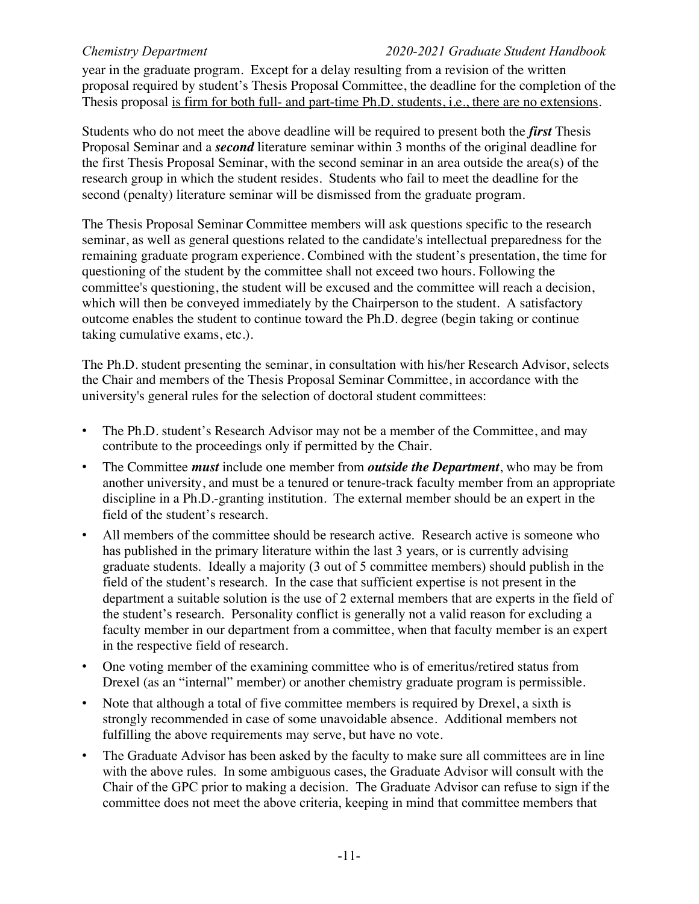year in the graduate program. Except for a delay resulting from a revision of the written proposal required by student's Thesis Proposal Committee, the deadline for the completion of the Thesis proposal <u>is firm for both full- and part-time Ph.D. students, i.e., there are no extensions</u>.

Students who do not meet the above deadline will be required to present both the ***first*** Thesis Proposal Seminar and a ***second*** literature seminar within 3 months of the original deadline for the first Thesis Proposal Seminar, with the second seminar in an area outside the area(s) of the research group in which the student resides. Students who fail to meet the deadline for the second (penalty) literature seminar will be dismissed from the graduate program.

The Thesis Proposal Seminar Committee members will ask questions specific to the research seminar, as well as general questions related to the candidate's intellectual preparedness for the remaining graduate program experience. Combined with the student's presentation, the time for questioning of the student by the committee shall not exceed two hours. Following the committee's questioning, the student will be excused and the committee will reach a decision, which will then be conveyed immediately by the Chairperson to the student. A satisfactory outcome enables the student to continue toward the Ph.D. degree (begin taking or continue taking cumulative exams, etc.).

The Ph.D. student presenting the seminar, in consultation with his/her Research Advisor, selects the Chair and members of the Thesis Proposal Seminar Committee, in accordance with the university's general rules for the selection of doctoral student committees:

- The Ph.D. student's Research Advisor may not be a member of the Committee, and may contribute to the proceedings only if permitted by the Chair.
- The Committee ***must*** include one member from ***outside the Department***, who may be from another university, and must be a tenured or tenure-track faculty member from an appropriate discipline in a Ph.D.-granting institution. The external member should be an expert in the field of the student's research.
- All members of the committee should be research active. Research active is someone who has published in the primary literature within the last 3 years, or is currently advising graduate students. Ideally a majority (3 out of 5 committee members) should publish in the field of the student's research. In the case that sufficient expertise is not present in the department a suitable solution is the use of 2 external members that are experts in the field of the student's research. Personality conflict is generally not a valid reason for excluding a faculty member in our department from a committee, when that faculty member is an expert in the respective field of research.
- One voting member of the examining committee who is of emeritus/retired status from Drexel (as an "internal" member) or another chemistry graduate program is permissible.
- Note that although a total of five committee members is required by Drexel, a sixth is strongly recommended in case of some unavoidable absence. Additional members not fulfilling the above requirements may serve, but have no vote.
- The Graduate Advisor has been asked by the faculty to make sure all committees are in line with the above rules. In some ambiguous cases, the Graduate Advisor will consult with the Chair of the GPC prior to making a decision. The Graduate Advisor can refuse to sign if the committee does not meet the above criteria, keeping in mind that committee members that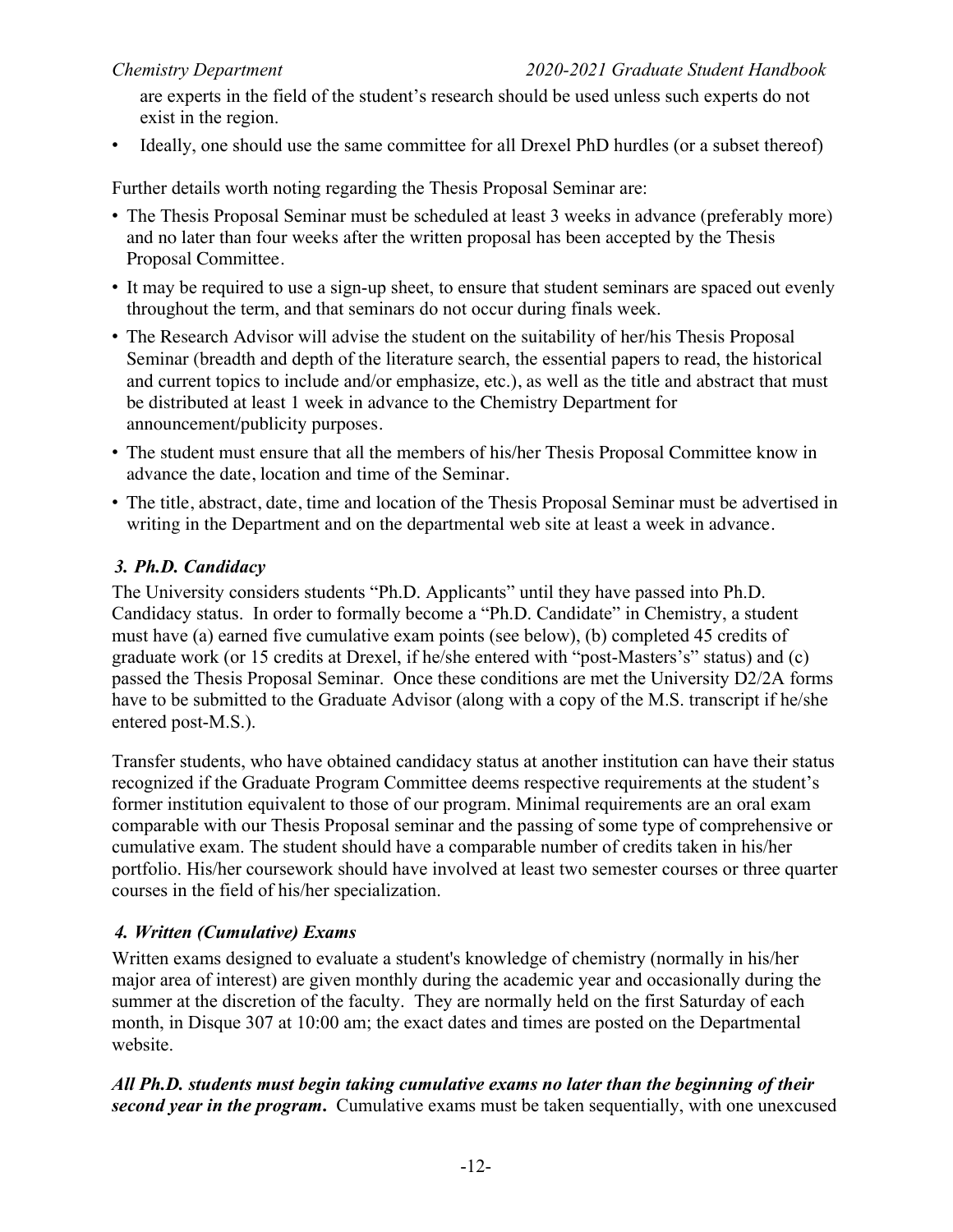are experts in the field of the student's research should be used unless such experts do not exist in the region.

- Ideally, one should use the same committee for all Drexel PhD hurdles (or a subset thereof)

Further details worth noting regarding the Thesis Proposal Seminar are:

- The Thesis Proposal Seminar must be scheduled at least 3 weeks in advance (preferably more) and no later than four weeks after the written proposal has been accepted by the Thesis Proposal Committee.
- It may be required to use a sign-up sheet, to ensure that student seminars are spaced out evenly throughout the term, and that seminars do not occur during finals week.
- The Research Advisor will advise the student on the suitability of her/his Thesis Proposal Seminar (breadth and depth of the literature search, the essential papers to read, the historical and current topics to include and/or emphasize, etc.), as well as the title and abstract that must be distributed at least 1 week in advance to the Chemistry Department for announcement/publicity purposes.
- The student must ensure that all the members of his/her Thesis Proposal Committee know in advance the date, location and time of the Seminar.
- The title, abstract, date, time and location of the Thesis Proposal Seminar must be advertised in writing in the Department and on the departmental web site at least a week in advance.

### *3. Ph.D. Candidacy*

The University considers students "Ph.D. Applicants" until they have passed into Ph.D. Candidacy status. In order to formally become a "Ph.D. Candidate" in Chemistry, a student must have (a) earned five cumulative exam points (see below), (b) completed 45 credits of graduate work (or 15 credits at Drexel, if he/she entered with "post-Masters's" status) and (c) passed the Thesis Proposal Seminar. Once these conditions are met the University D2/2A forms have to be submitted to the Graduate Advisor (along with a copy of the M.S. transcript if he/she entered post-M.S.).

Transfer students, who have obtained candidacy status at another institution can have their status recognized if the Graduate Program Committee deems respective requirements at the student's former institution equivalent to those of our program. Minimal requirements are an oral exam comparable with our Thesis Proposal seminar and the passing of some type of comprehensive or cumulative exam. The student should have a comparable number of credits taken in his/her portfolio. His/her coursework should have involved at least two semester courses or three quarter courses in the field of his/her specialization.

### *4. Written (Cumulative) Exams*

Written exams designed to evaluate a student's knowledge of chemistry (normally in his/her major area of interest) are given monthly during the academic year and occasionally during the summer at the discretion of the faculty. They are normally held on the first Saturday of each month, in Disque 307 at 10:00 am; the exact dates and times are posted on the Departmental website.

***All Ph.D. students must begin taking cumulative exams no later than the beginning of their second year in the program.*** Cumulative exams must be taken sequentially, with one unexcused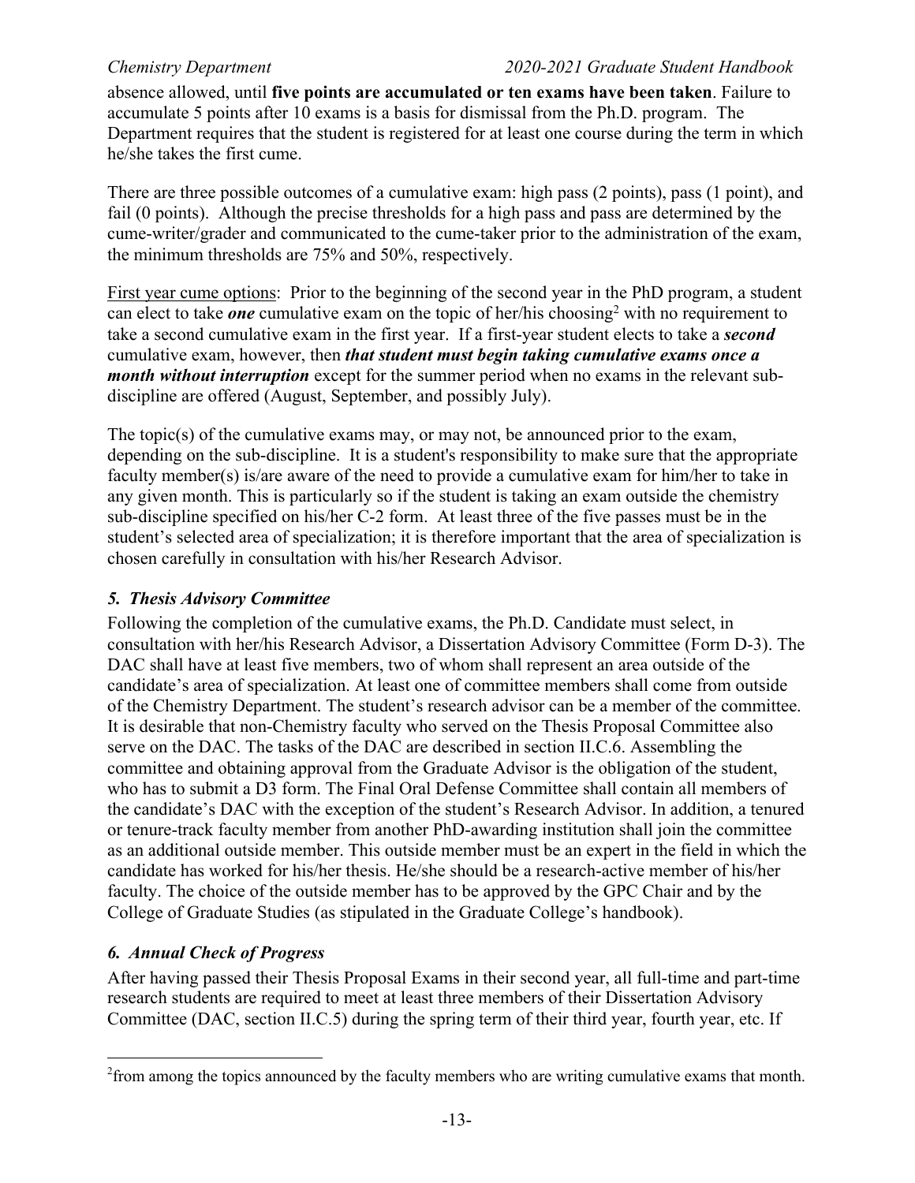absence allowed, until **five points are accumulated or ten exams have been taken**. Failure to accumulate 5 points after 10 exams is a basis for dismissal from the Ph.D. program. The Department requires that the student is registered for at least one course during the term in which he/she takes the first cume.

There are three possible outcomes of a cumulative exam: high pass (2 points), pass (1 point), and fail (0 points). Although the precise thresholds for a high pass and pass are determined by the cume-writer/grader and communicated to the cume-taker prior to the administration of the exam, the minimum thresholds are 75% and 50%, respectively.

<u>First year cume options</u>: Prior to the beginning of the second year in the PhD program, a student can elect to take ***one*** cumulative exam on the topic of her/his choosing[2] with no requirement to take a second cumulative exam in the first year. If a first-year student elects to take a ***second*** cumulative exam, however, then ***that student must begin taking cumulative exams once a month without interruption*** except for the summer period when no exams in the relevant sub-discipline are offered (August, September, and possibly July).

The topic(s) of the cumulative exams may, or may not, be announced prior to the exam, depending on the sub-discipline. It is a student's responsibility to make sure that the appropriate faculty member(s) is/are aware of the need to provide a cumulative exam for him/her to take in any given month. This is particularly so if the student is taking an exam outside the chemistry sub-discipline specified on his/her C-2 form. At least three of the five passes must be in the student's selected area of specialization; it is therefore important that the area of specialization is chosen carefully in consultation with his/her Research Advisor.

### *5. Thesis Advisory Committee*

Following the completion of the cumulative exams, the Ph.D. Candidate must select, in consultation with her/his Research Advisor, a Dissertation Advisory Committee (Form D-3). The DAC shall have at least five members, two of whom shall represent an area outside of the candidate's area of specialization. At least one of committee members shall come from outside of the Chemistry Department. The student's research advisor can be a member of the committee. It is desirable that non-Chemistry faculty who served on the Thesis Proposal Committee also serve on the DAC. The tasks of the DAC are described in section II.C.6. Assembling the committee and obtaining approval from the Graduate Advisor is the obligation of the student, who has to submit a D3 form. The Final Oral Defense Committee shall contain all members of the candidate's DAC with the exception of the student's Research Advisor. In addition, a tenured or tenure-track faculty member from another PhD-awarding institution shall join the committee as an additional outside member. This outside member must be an expert in the field in which the candidate has worked for his/her thesis. He/she should be a research-active member of his/her faculty. The choice of the outside member has to be approved by the GPC Chair and by the College of Graduate Studies (as stipulated in the Graduate College's handbook).

### *6. Annual Check of Progress*

After having passed their Thesis Proposal Exams in their second year, all full-time and part-time research students are required to meet at least three members of their Dissertation Advisory Committee (DAC, section II.C.5) during the spring term of their third year, fourth year, etc. If

[2] from among the topics announced by the faculty members who are writing cumulative exams that month.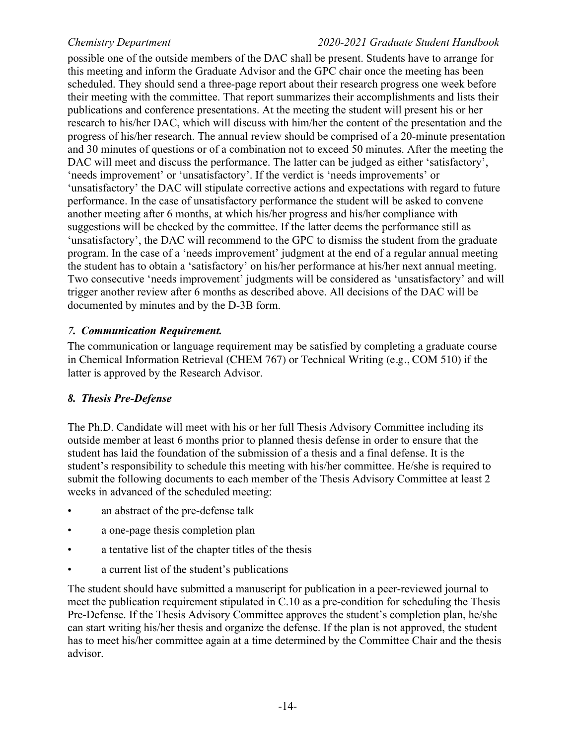possible one of the outside members of the DAC shall be present. Students have to arrange for this meeting and inform the Graduate Advisor and the GPC chair once the meeting has been scheduled. They should send a three-page report about their research progress one week before their meeting with the committee. That report summarizes their accomplishments and lists their publications and conference presentations. At the meeting the student will present his or her research to his/her DAC, which will discuss with him/her the content of the presentation and the progress of his/her research. The annual review should be comprised of a 20-minute presentation and 30 minutes of questions or of a combination not to exceed 50 minutes. After the meeting the DAC will meet and discuss the performance. The latter can be judged as either 'satisfactory', 'needs improvement' or 'unsatisfactory'. If the verdict is 'needs improvements' or 'unsatisfactory' the DAC will stipulate corrective actions and expectations with regard to future performance. In the case of unsatisfactory performance the student will be asked to convene another meeting after 6 months, at which his/her progress and his/her compliance with suggestions will be checked by the committee. If the latter deems the performance still as 'unsatisfactory', the DAC will recommend to the GPC to dismiss the student from the graduate program. In the case of a 'needs improvement' judgment at the end of a regular annual meeting the student has to obtain a 'satisfactory' on his/her performance at his/her next annual meeting. Two consecutive 'needs improvement' judgments will be considered as 'unsatisfactory' and will trigger another review after 6 months as described above. All decisions of the DAC will be documented by minutes and by the D-3B form.

### *7. Communication Requirement.*

The communication or language requirement may be satisfied by completing a graduate course in Chemical Information Retrieval (CHEM 767) or Technical Writing (e.g., COM 510) if the latter is approved by the Research Advisor.

### *8. Thesis Pre-Defense*

The Ph.D. Candidate will meet with his or her full Thesis Advisory Committee including its outside member at least 6 months prior to planned thesis defense in order to ensure that the student has laid the foundation of the submission of a thesis and a final defense. It is the student's responsibility to schedule this meeting with his/her committee. He/she is required to submit the following documents to each member of the Thesis Advisory Committee at least 2 weeks in advanced of the scheduled meeting:

- an abstract of the pre-defense talk
- a one-page thesis completion plan
- a tentative list of the chapter titles of the thesis
- a current list of the student's publications

The student should have submitted a manuscript for publication in a peer-reviewed journal to meet the publication requirement stipulated in C.10 as a pre-condition for scheduling the Thesis Pre-Defense. If the Thesis Advisory Committee approves the student's completion plan, he/she can start writing his/her thesis and organize the defense. If the plan is not approved, the student has to meet his/her committee again at a time determined by the Committee Chair and the thesis advisor.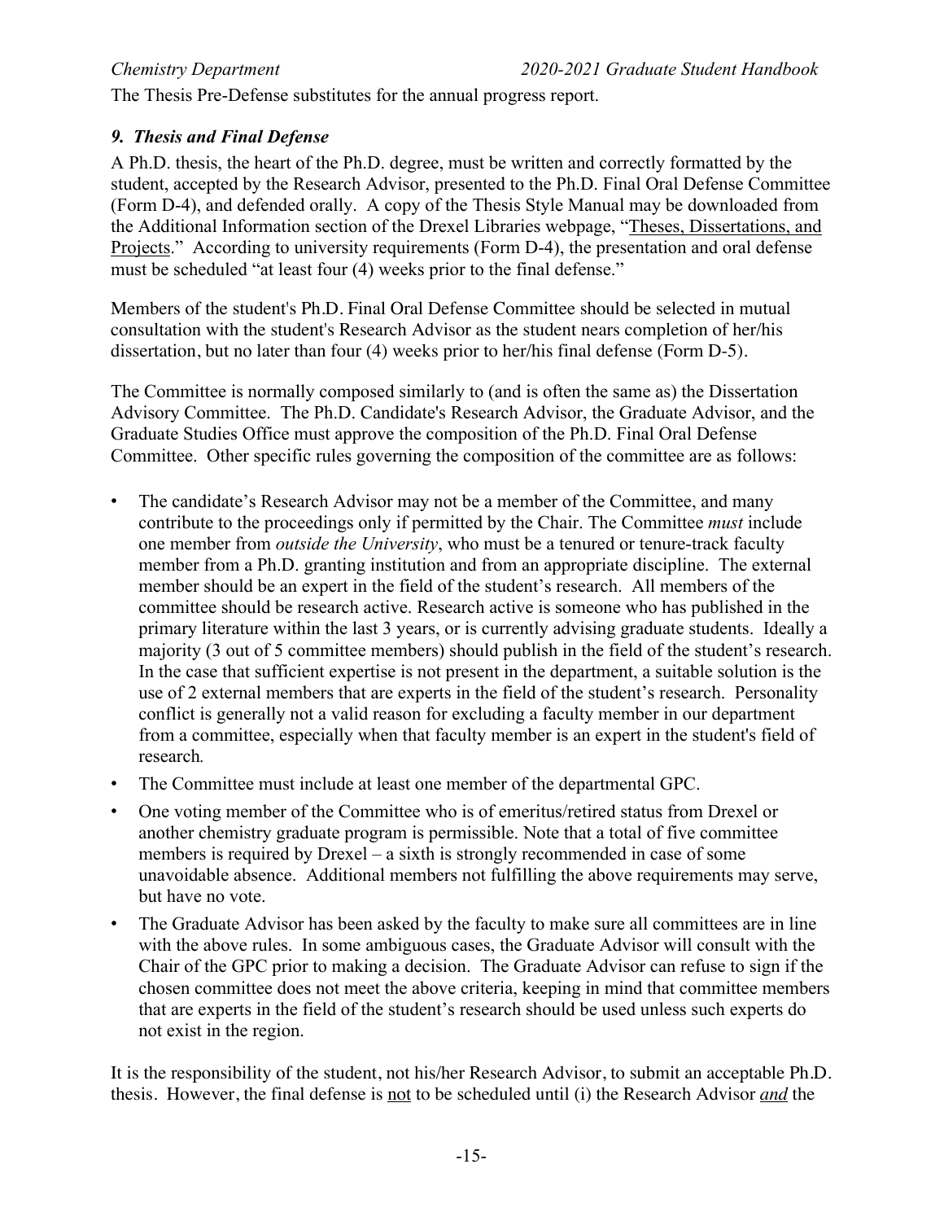The Thesis Pre-Defense substitutes for the annual progress report.

### *9. Thesis and Final Defense*

A Ph.D. thesis, the heart of the Ph.D. degree, must be written and correctly formatted by the student, accepted by the Research Advisor, presented to the Ph.D. Final Oral Defense Committee (Form D-4), and defended orally. A copy of the Thesis Style Manual may be downloaded from the Additional Information section of the Drexel Libraries webpage, "Theses, Dissertations, and Projects." According to university requirements (Form D-4), the presentation and oral defense must be scheduled "at least four (4) weeks prior to the final defense."

Members of the student's Ph.D. Final Oral Defense Committee should be selected in mutual consultation with the student's Research Advisor as the student nears completion of her/his dissertation, but no later than four (4) weeks prior to her/his final defense (Form D-5).

The Committee is normally composed similarly to (and is often the same as) the Dissertation Advisory Committee. The Ph.D. Candidate's Research Advisor, the Graduate Advisor, and the Graduate Studies Office must approve the composition of the Ph.D. Final Oral Defense Committee. Other specific rules governing the composition of the committee are as follows:

- The candidate's Research Advisor may not be a member of the Committee, and many contribute to the proceedings only if permitted by the Chair. The Committee *must* include one member from *outside the University*, who must be a tenured or tenure-track faculty member from a Ph.D. granting institution and from an appropriate discipline. The external member should be an expert in the field of the student's research. All members of the committee should be research active. Research active is someone who has published in the primary literature within the last 3 years, or is currently advising graduate students. Ideally a majority (3 out of 5 committee members) should publish in the field of the student's research. In the case that sufficient expertise is not present in the department, a suitable solution is the use of 2 external members that are experts in the field of the student's research. Personality conflict is generally not a valid reason for excluding a faculty member in our department from a committee, especially when that faculty member is an expert in the student's field of research.
- The Committee must include at least one member of the departmental GPC.
- One voting member of the Committee who is of emeritus/retired status from Drexel or another chemistry graduate program is permissible. Note that a total of five committee members is required by Drexel – a sixth is strongly recommended in case of some unavoidable absence. Additional members not fulfilling the above requirements may serve, but have no vote.
- The Graduate Advisor has been asked by the faculty to make sure all committees are in line with the above rules. In some ambiguous cases, the Graduate Advisor will consult with the Chair of the GPC prior to making a decision. The Graduate Advisor can refuse to sign if the chosen committee does not meet the above criteria, keeping in mind that committee members that are experts in the field of the student's research should be used unless such experts do not exist in the region.

It is the responsibility of the student, not his/her Research Advisor, to submit an acceptable Ph.D. thesis. However, the final defense is not to be scheduled until (i) the Research Advisor ***and*** the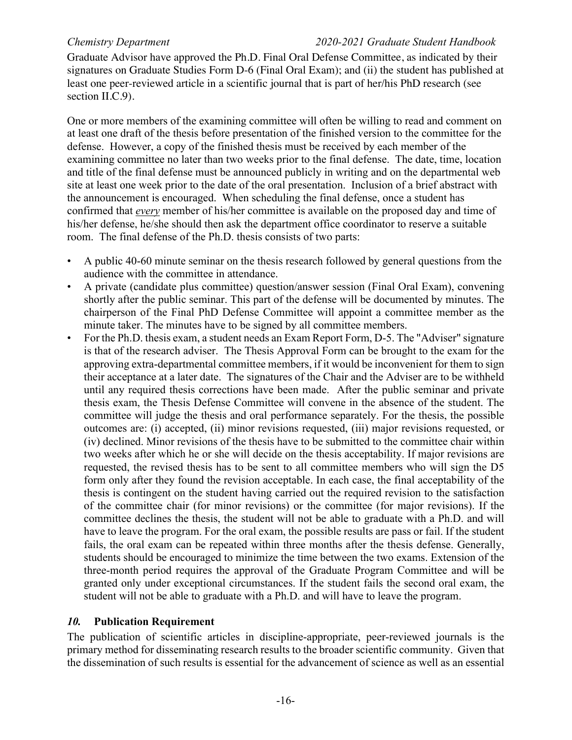Graduate Advisor have approved the Ph.D. Final Oral Defense Committee, as indicated by their signatures on Graduate Studies Form D-6 (Final Oral Exam); and (ii) the student has published at least one peer-reviewed article in a scientific journal that is part of her/his PhD research (see section II.C.9).

One or more members of the examining committee will often be willing to read and comment on at least one draft of the thesis before presentation of the finished version to the committee for the defense. However, a copy of the finished thesis must be received by each member of the examining committee no later than two weeks prior to the final defense. The date, time, location and title of the final defense must be announced publicly in writing and on the departmental web site at least one week prior to the date of the oral presentation. Inclusion of a brief abstract with the announcement is encouraged. When scheduling the final defense, once a student has confirmed that <u>*every*</u> member of his/her committee is available on the proposed day and time of his/her defense, he/she should then ask the department office coordinator to reserve a suitable room. The final defense of the Ph.D. thesis consists of two parts:

- A public 40-60 minute seminar on the thesis research followed by general questions from the audience with the committee in attendance.
- A private (candidate plus committee) question/answer session (Final Oral Exam), convening shortly after the public seminar. This part of the defense will be documented by minutes. The chairperson of the Final PhD Defense Committee will appoint a committee member as the minute taker. The minutes have to be signed by all committee members.
- For the Ph.D. thesis exam, a student needs an Exam Report Form, D-5. The "Adviser" signature is that of the research adviser. The Thesis Approval Form can be brought to the exam for the approving extra-departmental committee members, if it would be inconvenient for them to sign their acceptance at a later date. The signatures of the Chair and the Adviser are to be withheld until any required thesis corrections have been made. After the public seminar and private thesis exam, the Thesis Defense Committee will convene in the absence of the student. The committee will judge the thesis and oral performance separately. For the thesis, the possible outcomes are: (i) accepted, (ii) minor revisions requested, (iii) major revisions requested, or (iv) declined. Minor revisions of the thesis have to be submitted to the committee chair within two weeks after which he or she will decide on the thesis acceptability. If major revisions are requested, the revised thesis has to be sent to all committee members who will sign the D5 form only after they found the revision acceptable. In each case, the final acceptability of the thesis is contingent on the student having carried out the required revision to the satisfaction of the committee chair (for minor revisions) or the committee (for major revisions). If the committee declines the thesis, the student will not be able to graduate with a Ph.D. and will have to leave the program. For the oral exam, the possible results are pass or fail. If the student fails, the oral exam can be repeated within three months after the thesis defense. Generally, students should be encouraged to minimize the time between the two exams. Extension of the three-month period requires the approval of the Graduate Program Committee and will be granted only under exceptional circumstances. If the student fails the second oral exam, the student will not be able to graduate with a Ph.D. and will have to leave the program.

### *10.* Publication Requirement

The publication of scientific articles in discipline-appropriate, peer-reviewed journals is the primary method for disseminating research results to the broader scientific community. Given that the dissemination of such results is essential for the advancement of science as well as an essential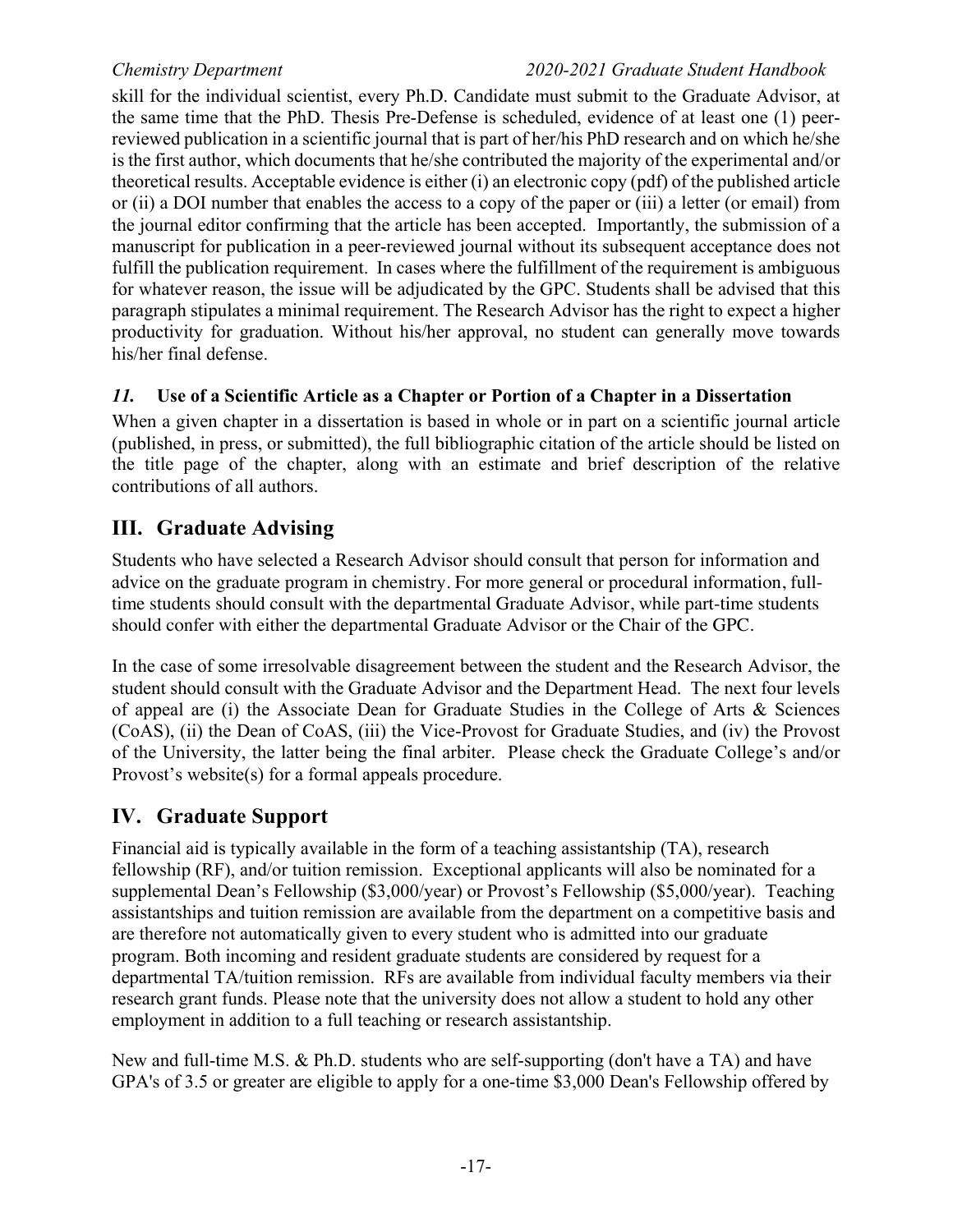skill for the individual scientist, every Ph.D. Candidate must submit to the Graduate Advisor, at the same time that the PhD. Thesis Pre-Defense is scheduled, evidence of at least one (1) peer-reviewed publication in a scientific journal that is part of her/his PhD research and on which he/she is the first author, which documents that he/she contributed the majority of the experimental and/or theoretical results. Acceptable evidence is either (i) an electronic copy (pdf) of the published article or (ii) a DOI number that enables the access to a copy of the paper or (iii) a letter (or email) from the journal editor confirming that the article has been accepted. Importantly, the submission of a manuscript for publication in a peer-reviewed journal without its subsequent acceptance does not fulfill the publication requirement. In cases where the fulfillment of the requirement is ambiguous for whatever reason, the issue will be adjudicated by the GPC. Students shall be advised that this paragraph stipulates a minimal requirement. The Research Advisor has the right to expect a higher productivity for graduation. Without his/her approval, no student can generally move towards his/her final defense.

### *11.* Use of a Scientific Article as a Chapter or Portion of a Chapter in a Dissertation

When a given chapter in a dissertation is based in whole or in part on a scientific journal article (published, in press, or submitted), the full bibliographic citation of the article should be listed on the title page of the chapter, along with an estimate and brief description of the relative contributions of all authors.

## III. Graduate Advising

Students who have selected a Research Advisor should consult that person for information and advice on the graduate program in chemistry. For more general or procedural information, full-time students should consult with the departmental Graduate Advisor, while part-time students should confer with either the departmental Graduate Advisor or the Chair of the GPC.

In the case of some irresolvable disagreement between the student and the Research Advisor, the student should consult with the Graduate Advisor and the Department Head. The next four levels of appeal are (i) the Associate Dean for Graduate Studies in the College of Arts & Sciences (CoAS), (ii) the Dean of CoAS, (iii) the Vice-Provost for Graduate Studies, and (iv) the Provost of the University, the latter being the final arbiter. Please check the Graduate College's and/or Provost's website(s) for a formal appeals procedure.

## IV. Graduate Support

Financial aid is typically available in the form of a teaching assistantship (TA), research fellowship (RF), and/or tuition remission. Exceptional applicants will also be nominated for a supplemental Dean's Fellowship ($3,000/year) or Provost's Fellowship ($5,000/year). Teaching assistantships and tuition remission are available from the department on a competitive basis and are therefore not automatically given to every student who is admitted into our graduate program. Both incoming and resident graduate students are considered by request for a departmental TA/tuition remission. RFs are available from individual faculty members via their research grant funds. Please note that the university does not allow a student to hold any other employment in addition to a full teaching or research assistantship.

New and full-time M.S. & Ph.D. students who are self-supporting (don't have a TA) and have GPA's of 3.5 or greater are eligible to apply for a one-time $3,000 Dean's Fellowship offered by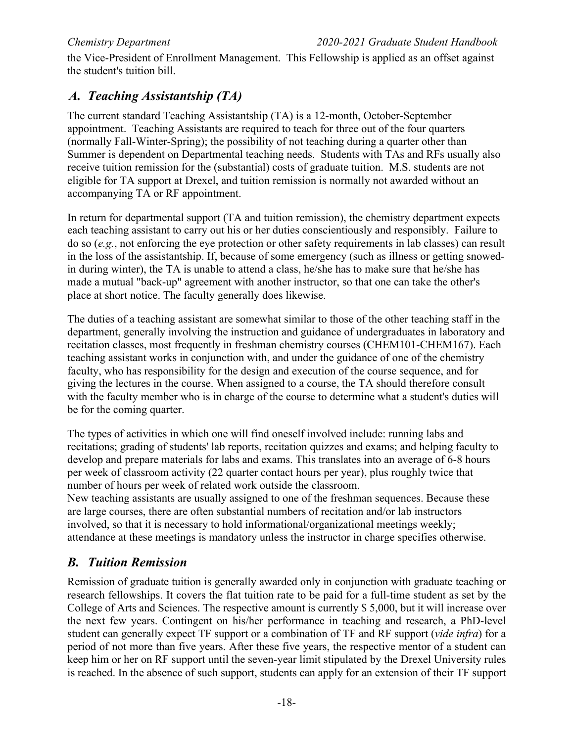the Vice-President of Enrollment Management. This Fellowship is applied as an offset against the student's tuition bill.

## *A. Teaching Assistantship (TA)*

The current standard Teaching Assistantship (TA) is a 12-month, October-September appointment. Teaching Assistants are required to teach for three out of the four quarters (normally Fall-Winter-Spring); the possibility of not teaching during a quarter other than Summer is dependent on Departmental teaching needs. Students with TAs and RFs usually also receive tuition remission for the (substantial) costs of graduate tuition. M.S. students are not eligible for TA support at Drexel, and tuition remission is normally not awarded without an accompanying TA or RF appointment.

In return for departmental support (TA and tuition remission), the chemistry department expects each teaching assistant to carry out his or her duties conscientiously and responsibly. Failure to do so (*e.g.*, not enforcing the eye protection or other safety requirements in lab classes) can result in the loss of the assistantship. If, because of some emergency (such as illness or getting snowed-in during winter), the TA is unable to attend a class, he/she has to make sure that he/she has made a mutual "back-up" agreement with another instructor, so that one can take the other's place at short notice. The faculty generally does likewise.

The duties of a teaching assistant are somewhat similar to those of the other teaching staff in the department, generally involving the instruction and guidance of undergraduates in laboratory and recitation classes, most frequently in freshman chemistry courses (CHEM101-CHEM167). Each teaching assistant works in conjunction with, and under the guidance of one of the chemistry faculty, who has responsibility for the design and execution of the course sequence, and for giving the lectures in the course. When assigned to a course, the TA should therefore consult with the faculty member who is in charge of the course to determine what a student's duties will be for the coming quarter.

The types of activities in which one will find oneself involved include: running labs and recitations; grading of students' lab reports, recitation quizzes and exams; and helping faculty to develop and prepare materials for labs and exams. This translates into an average of 6-8 hours per week of classroom activity (22 quarter contact hours per year), plus roughly twice that number of hours per week of related work outside the classroom.

New teaching assistants are usually assigned to one of the freshman sequences. Because these are large courses, there are often substantial numbers of recitation and/or lab instructors involved, so that it is necessary to hold informational/organizational meetings weekly; attendance at these meetings is mandatory unless the instructor in charge specifies otherwise.

## *B. Tuition Remission*

Remission of graduate tuition is generally awarded only in conjunction with graduate teaching or research fellowships. It covers the flat tuition rate to be paid for a full-time student as set by the College of Arts and Sciences. The respective amount is currently $ 5,000, but it will increase over the next few years. Contingent on his/her performance in teaching and research, a PhD-level student can generally expect TF support or a combination of TF and RF support (*vide infra*) for a period of not more than five years. After these five years, the respective mentor of a student can keep him or her on RF support until the seven-year limit stipulated by the Drexel University rules is reached. In the absence of such support, students can apply for an extension of their TF support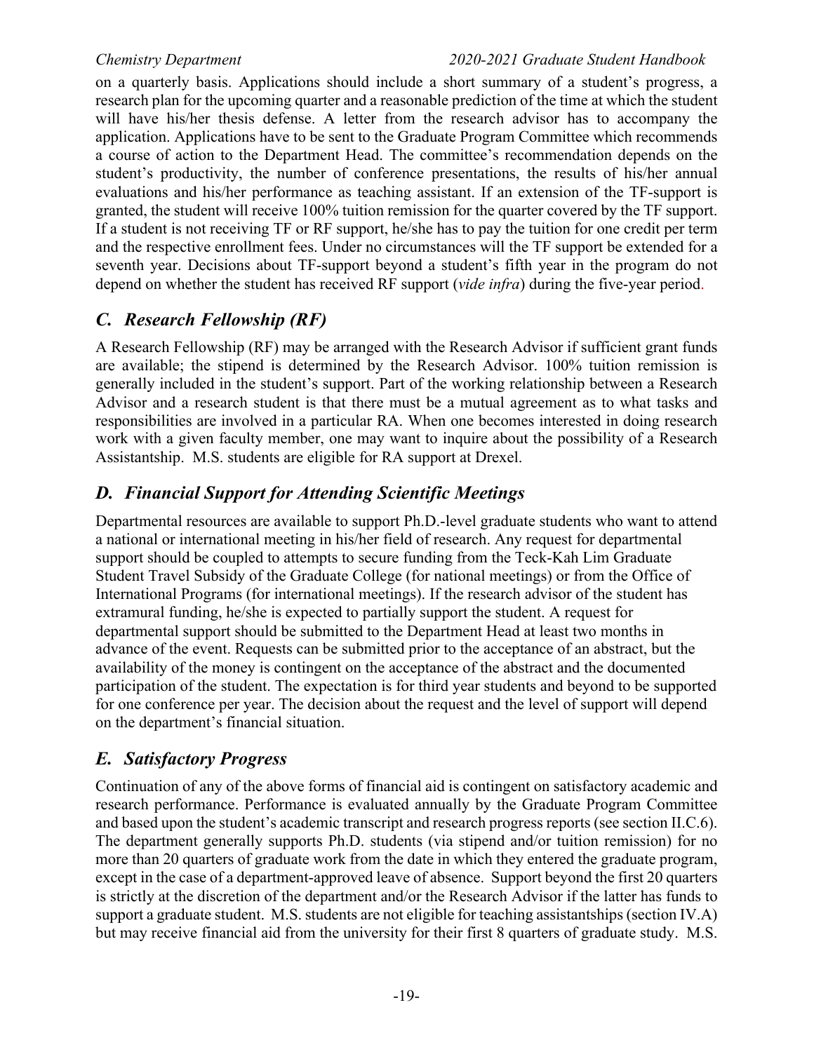on a quarterly basis. Applications should include a short summary of a student's progress, a research plan for the upcoming quarter and a reasonable prediction of the time at which the student will have his/her thesis defense. A letter from the research advisor has to accompany the application. Applications have to be sent to the Graduate Program Committee which recommends a course of action to the Department Head. The committee's recommendation depends on the student's productivity, the number of conference presentations, the results of his/her annual evaluations and his/her performance as teaching assistant. If an extension of the TF-support is granted, the student will receive 100% tuition remission for the quarter covered by the TF support. If a student is not receiving TF or RF support, he/she has to pay the tuition for one credit per term and the respective enrollment fees. Under no circumstances will the TF support be extended for a seventh year. Decisions about TF-support beyond a student's fifth year in the program do not depend on whether the student has received RF support (*vide infra*) during the five-year period.

## *C. Research Fellowship (RF)*

A Research Fellowship (RF) may be arranged with the Research Advisor if sufficient grant funds are available; the stipend is determined by the Research Advisor. 100% tuition remission is generally included in the student's support. Part of the working relationship between a Research Advisor and a research student is that there must be a mutual agreement as to what tasks and responsibilities are involved in a particular RA. When one becomes interested in doing research work with a given faculty member, one may want to inquire about the possibility of a Research Assistantship. M.S. students are eligible for RA support at Drexel.

## *D. Financial Support for Attending Scientific Meetings*

Departmental resources are available to support Ph.D.-level graduate students who want to attend a national or international meeting in his/her field of research. Any request for departmental support should be coupled to attempts to secure funding from the Teck-Kah Lim Graduate Student Travel Subsidy of the Graduate College (for national meetings) or from the Office of International Programs (for international meetings). If the research advisor of the student has extramural funding, he/she is expected to partially support the student. A request for departmental support should be submitted to the Department Head at least two months in advance of the event. Requests can be submitted prior to the acceptance of an abstract, but the availability of the money is contingent on the acceptance of the abstract and the documented participation of the student. The expectation is for third year students and beyond to be supported for one conference per year. The decision about the request and the level of support will depend on the department's financial situation.

## *E. Satisfactory Progress*

Continuation of any of the above forms of financial aid is contingent on satisfactory academic and research performance. Performance is evaluated annually by the Graduate Program Committee and based upon the student's academic transcript and research progress reports (see section II.C.6). The department generally supports Ph.D. students (via stipend and/or tuition remission) for no more than 20 quarters of graduate work from the date in which they entered the graduate program, except in the case of a department-approved leave of absence. Support beyond the first 20 quarters is strictly at the discretion of the department and/or the Research Advisor if the latter has funds to support a graduate student. M.S. students are not eligible for teaching assistantships (section IV.A) but may receive financial aid from the university for their first 8 quarters of graduate study. M.S.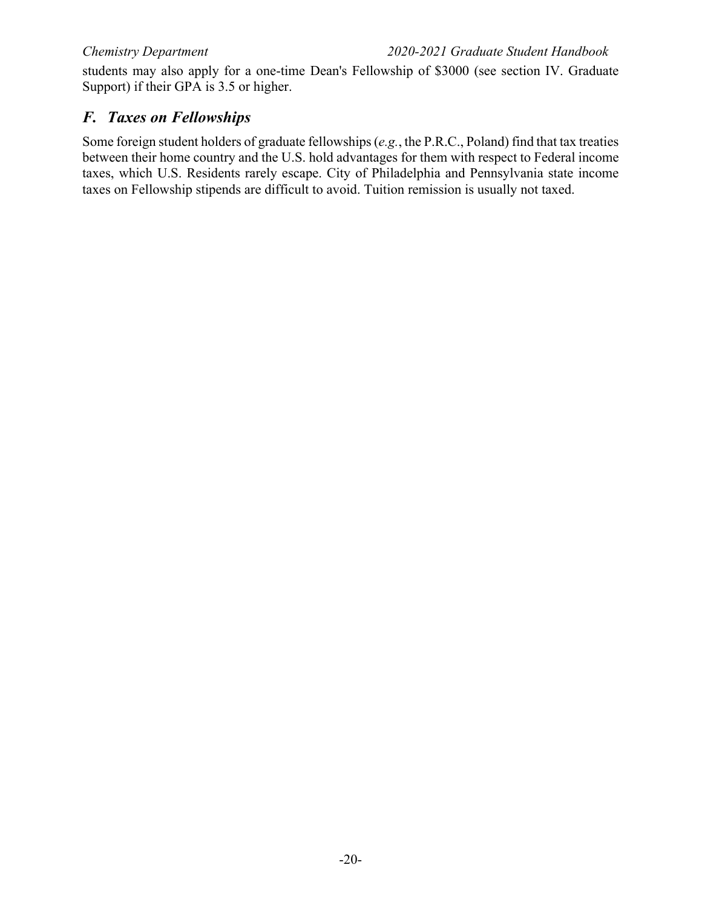students may also apply for a one-time Dean's Fellowship of $3000 (see section IV. Graduate Support) if their GPA is 3.5 or higher.

## *F. Taxes on Fellowships*

Some foreign student holders of graduate fellowships (*e.g.*, the P.R.C., Poland) find that tax treaties between their home country and the U.S. hold advantages for them with respect to Federal income taxes, which U.S. Residents rarely escape. City of Philadelphia and Pennsylvania state income taxes on Fellowship stipends are difficult to avoid. Tuition remission is usually not taxed.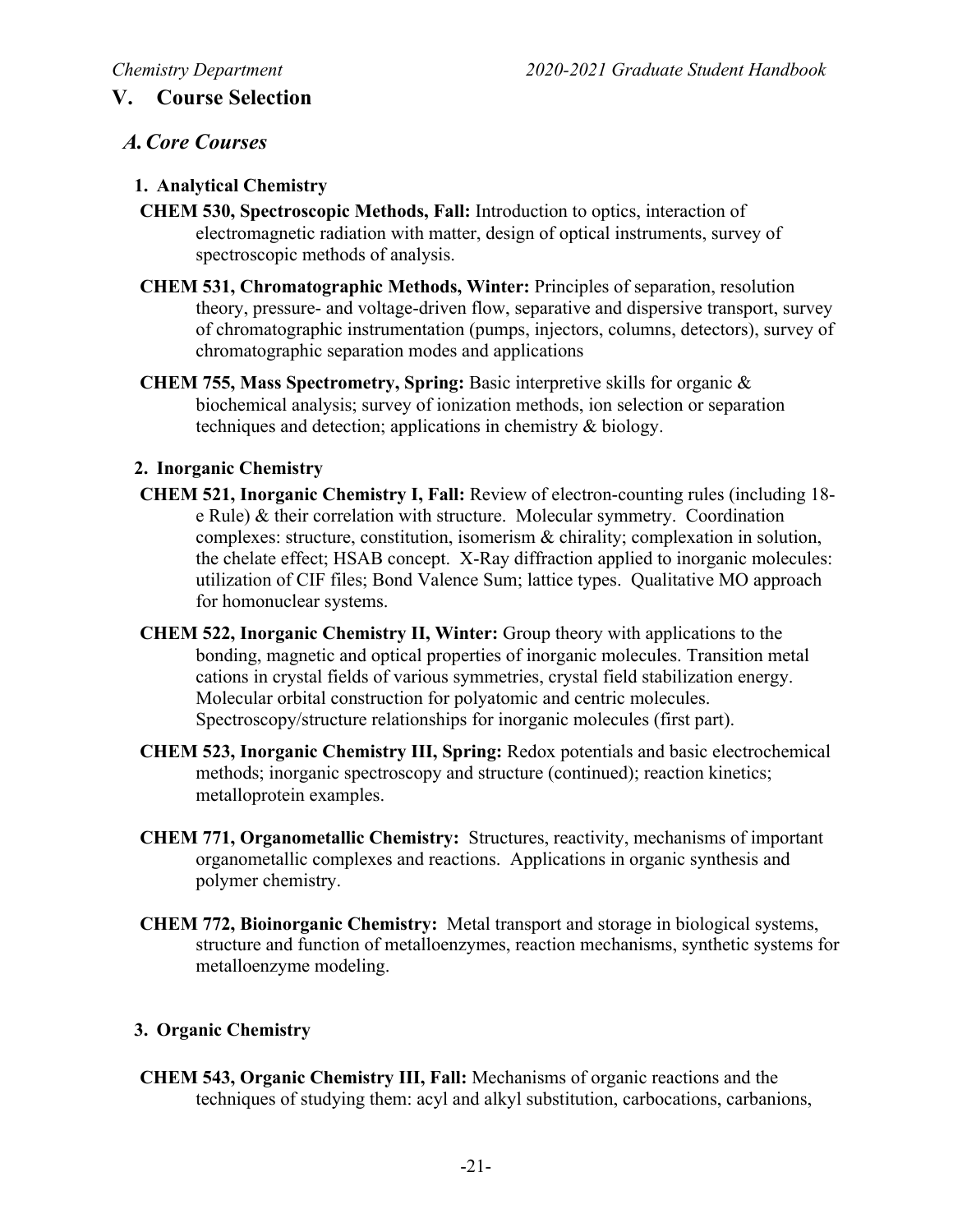## V. Course Selection

### A. Core Courses

#### 1. Analytical Chemistry

**CHEM 530, Spectroscopic Methods, Fall:** Introduction to optics, interaction of electromagnetic radiation with matter, design of optical instruments, survey of spectroscopic methods of analysis.

**CHEM 531, Chromatographic Methods, Winter:** Principles of separation, resolution theory, pressure- and voltage-driven flow, separative and dispersive transport, survey of chromatographic instrumentation (pumps, injectors, columns, detectors), survey of chromatographic separation modes and applications

**CHEM 755, Mass Spectrometry, Spring:** Basic interpretive skills for organic & biochemical analysis; survey of ionization methods, ion selection or separation techniques and detection; applications in chemistry & biology.

#### 2. Inorganic Chemistry

**CHEM 521, Inorganic Chemistry I, Fall:** Review of electron-counting rules (including 18-e Rule) & their correlation with structure. Molecular symmetry. Coordination complexes: structure, constitution, isomerism & chirality; complexation in solution, the chelate effect; HSAB concept. X-Ray diffraction applied to inorganic molecules: utilization of CIF files; Bond Valence Sum; lattice types. Qualitative MO approach for homonuclear systems.

**CHEM 522, Inorganic Chemistry II, Winter:** Group theory with applications to the bonding, magnetic and optical properties of inorganic molecules. Transition metal cations in crystal fields of various symmetries, crystal field stabilization energy. Molecular orbital construction for polyatomic and centric molecules. Spectroscopy/structure relationships for inorganic molecules (first part).

**CHEM 523, Inorganic Chemistry III, Spring:** Redox potentials and basic electrochemical methods; inorganic spectroscopy and structure (continued); reaction kinetics; metalloprotein examples.

**CHEM 771, Organometallic Chemistry:** Structures, reactivity, mechanisms of important organometallic complexes and reactions. Applications in organic synthesis and polymer chemistry.

**CHEM 772, Bioinorganic Chemistry:** Metal transport and storage in biological systems, structure and function of metalloenzymes, reaction mechanisms, synthetic systems for metalloenzyme modeling.

#### 3. Organic Chemistry

**CHEM 543, Organic Chemistry III, Fall:** Mechanisms of organic reactions and the techniques of studying them: acyl and alkyl substitution, carbocations, carbanions,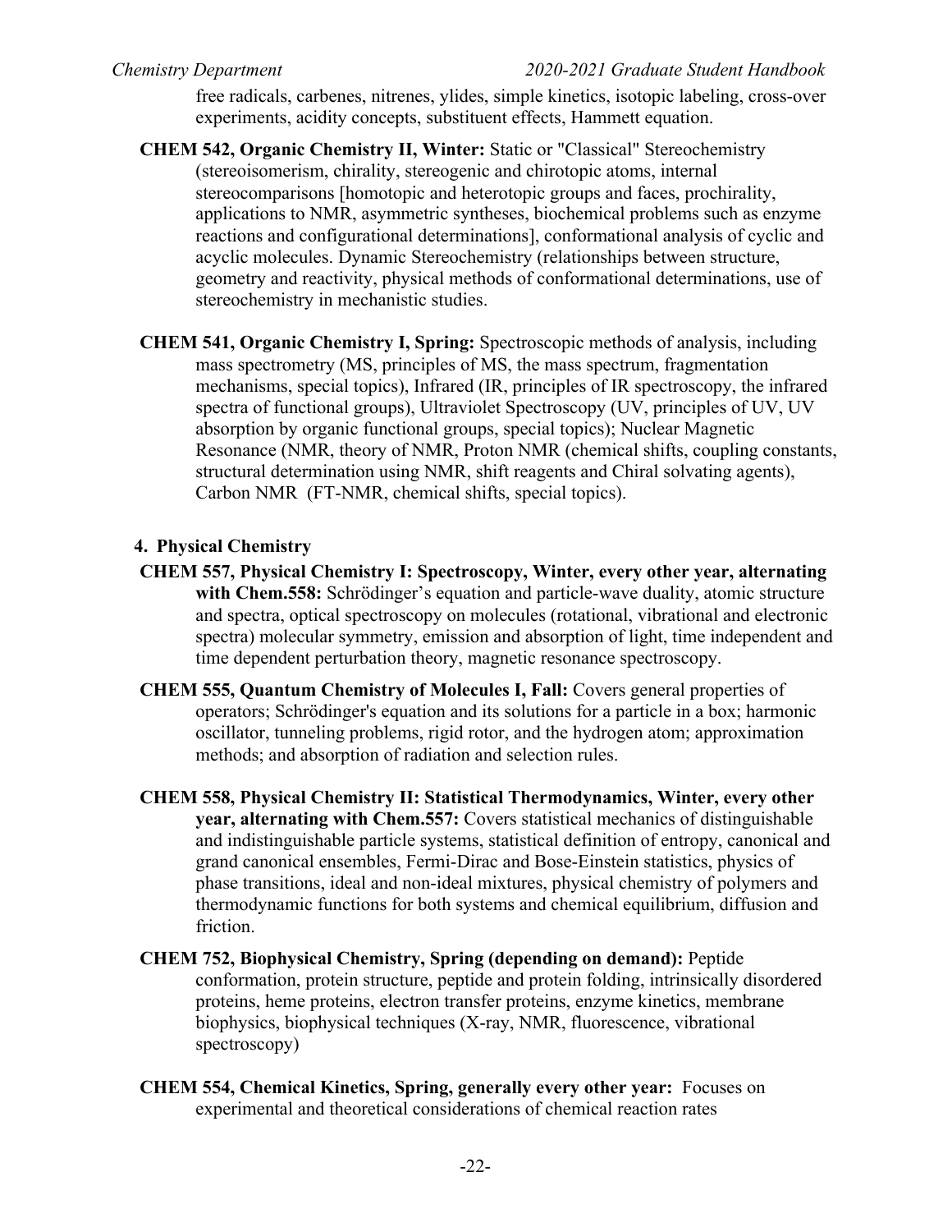free radicals, carbenes, nitrenes, ylides, simple kinetics, isotopic labeling, cross-over experiments, acidity concepts, substituent effects, Hammett equation.

**CHEM 542, Organic Chemistry II, Winter:** Static or "Classical" Stereochemistry (stereoisomerism, chirality, stereogenic and chirotopic atoms, internal stereocomparisons [homotopic and heterotopic groups and faces, prochirality, applications to NMR, asymmetric syntheses, biochemical problems such as enzyme reactions and configurational determinations], conformational analysis of cyclic and acyclic molecules. Dynamic Stereochemistry (relationships between structure, geometry and reactivity, physical methods of conformational determinations, use of stereochemistry in mechanistic studies.

**CHEM 541, Organic Chemistry I, Spring:** Spectroscopic methods of analysis, including mass spectrometry (MS, principles of MS, the mass spectrum, fragmentation mechanisms, special topics), Infrared (IR, principles of IR spectroscopy, the infrared spectra of functional groups), Ultraviolet Spectroscopy (UV, principles of UV, UV absorption by organic functional groups, special topics); Nuclear Magnetic Resonance (NMR, theory of NMR, Proton NMR (chemical shifts, coupling constants, structural determination using NMR, shift reagents and Chiral solvating agents), Carbon NMR (FT-NMR, chemical shifts, special topics).

### 4. Physical Chemistry

**CHEM 557, Physical Chemistry I: Spectroscopy, Winter, every other year, alternating with Chem.558:** Schrödinger's equation and particle-wave duality, atomic structure and spectra, optical spectroscopy on molecules (rotational, vibrational and electronic spectra) molecular symmetry, emission and absorption of light, time independent and time dependent perturbation theory, magnetic resonance spectroscopy.

**CHEM 555, Quantum Chemistry of Molecules I, Fall:** Covers general properties of operators; Schrödinger's equation and its solutions for a particle in a box; harmonic oscillator, tunneling problems, rigid rotor, and the hydrogen atom; approximation methods; and absorption of radiation and selection rules.

**CHEM 558, Physical Chemistry II: Statistical Thermodynamics, Winter, every other year, alternating with Chem.557:** Covers statistical mechanics of distinguishable and indistinguishable particle systems, statistical definition of entropy, canonical and grand canonical ensembles, Fermi-Dirac and Bose-Einstein statistics, physics of phase transitions, ideal and non-ideal mixtures, physical chemistry of polymers and thermodynamic functions for both systems and chemical equilibrium, diffusion and friction.

**CHEM 752, Biophysical Chemistry, Spring (depending on demand):** Peptide conformation, protein structure, peptide and protein folding, intrinsically disordered proteins, heme proteins, electron transfer proteins, enzyme kinetics, membrane biophysics, biophysical techniques (X-ray, NMR, fluorescence, vibrational spectroscopy)

**CHEM 554, Chemical Kinetics, Spring, generally every other year:** Focuses on experimental and theoretical considerations of chemical reaction rates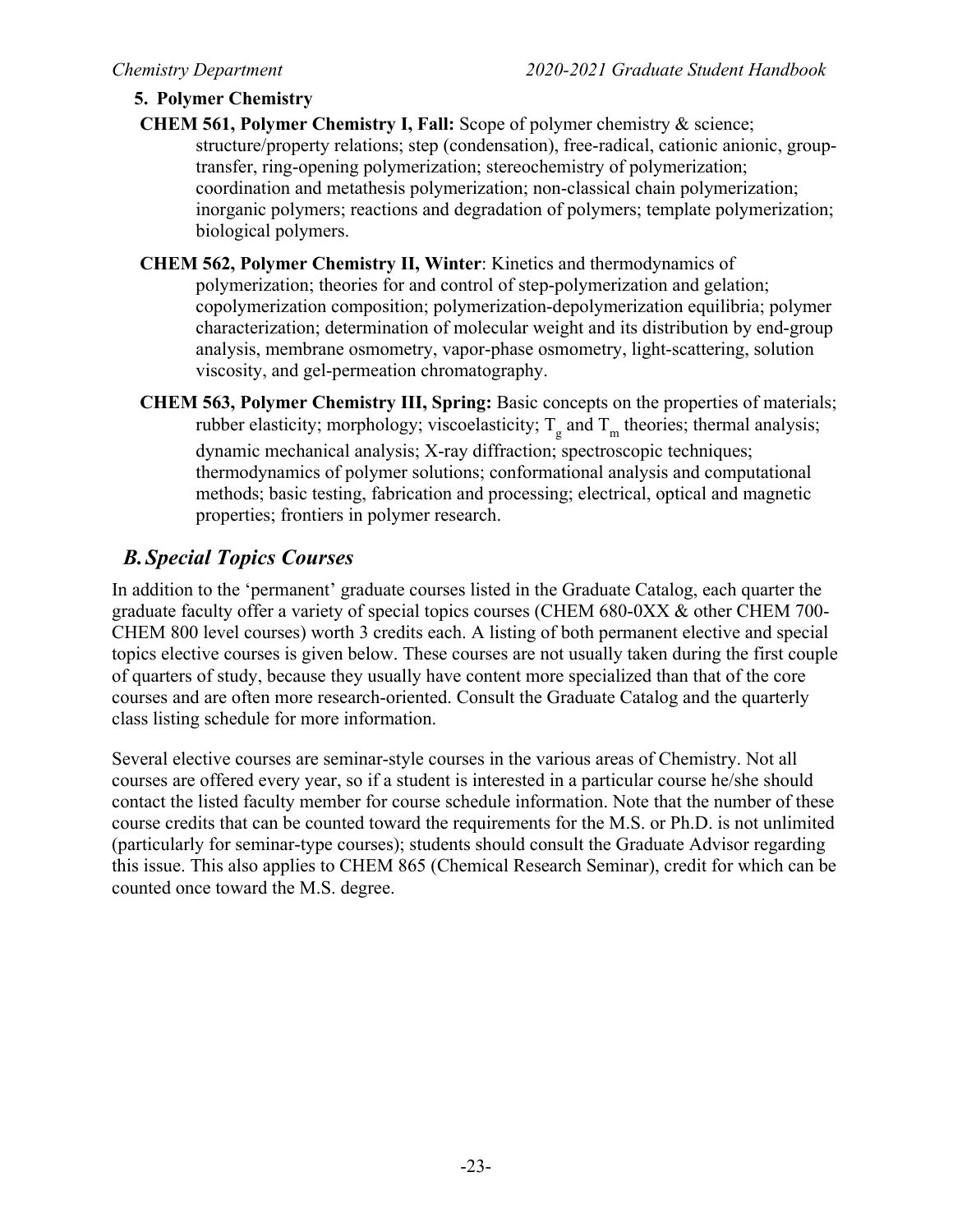**5. Polymer Chemistry**

**CHEM 561, Polymer Chemistry I, Fall:** Scope of polymer chemistry & science; structure/property relations; step (condensation), free-radical, cationic anionic, group-transfer, ring-opening polymerization; stereochemistry of polymerization; coordination and metathesis polymerization; non-classical chain polymerization; inorganic polymers; reactions and degradation of polymers; template polymerization; biological polymers.

**CHEM 562, Polymer Chemistry II, Winter**: Kinetics and thermodynamics of polymerization; theories for and control of step-polymerization and gelation; copolymerization composition; polymerization-depolymerization equilibria; polymer characterization; determination of molecular weight and its distribution by end-group analysis, membrane osmometry, vapor-phase osmometry, light-scattering, solution viscosity, and gel-permeation chromatography.

**CHEM 563, Polymer Chemistry III, Spring:** Basic concepts on the properties of materials; rubber elasticity; morphology; viscoelasticity; $T_g$ and $T_m$ theories; thermal analysis; dynamic mechanical analysis; X-ray diffraction; spectroscopic techniques; thermodynamics of polymer solutions; conformational analysis and computational methods; basic testing, fabrication and processing; electrical, optical and magnetic properties; frontiers in polymer research.

## *B. Special Topics Courses*

In addition to the 'permanent' graduate courses listed in the Graduate Catalog, each quarter the graduate faculty offer a variety of special topics courses (CHEM 680-0XX & other CHEM 700-CHEM 800 level courses) worth 3 credits each. A listing of both permanent elective and special topics elective courses is given below. These courses are not usually taken during the first couple of quarters of study, because they usually have content more specialized than that of the core courses and are often more research-oriented. Consult the Graduate Catalog and the quarterly class listing schedule for more information.

Several elective courses are seminar-style courses in the various areas of Chemistry. Not all courses are offered every year, so if a student is interested in a particular course he/she should contact the listed faculty member for course schedule information. Note that the number of these course credits that can be counted toward the requirements for the M.S. or Ph.D. is not unlimited (particularly for seminar-type courses); students should consult the Graduate Advisor regarding this issue. This also applies to CHEM 865 (Chemical Research Seminar), credit for which can be counted once toward the M.S. degree.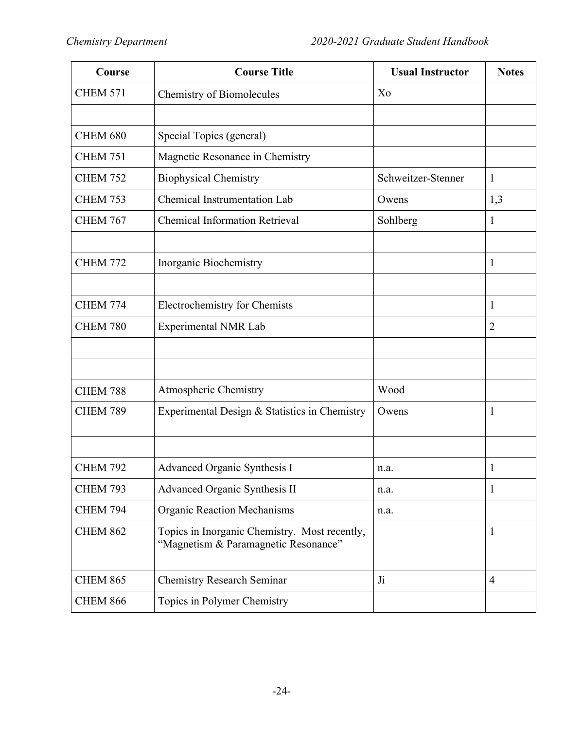| Course | Course Title | Usual Instructor | Notes |
| --- | --- | --- | --- |
| CHEM 571 | Chemistry of Biomolecules | Xo | |
| | | | |
| CHEM 680 | Special Topics (general) | | |
| CHEM 751 | Magnetic Resonance in Chemistry | | |
| CHEM 752 | Biophysical Chemistry | Schweitzer-Stenner | 1 |
| CHEM 753 | Chemical Instrumentation Lab | Owens | 1,3 |
| CHEM 767 | Chemical Information Retrieval | Sohlberg | 1 |
| | | | |
| CHEM 772 | Inorganic Biochemistry | | 1 |
| | | | |
| CHEM 774 | Electrochemistry for Chemists | | 1 |
| CHEM 780 | Experimental NMR Lab | | 2 |
| | | | |
| | | | |
| CHEM 788 | Atmospheric Chemistry | Wood | |
| CHEM 789 | Experimental Design & Statistics in Chemistry | Owens | 1 |
| | | | |
| CHEM 792 | Advanced Organic Synthesis I | n.a. | 1 |
| CHEM 793 | Advanced Organic Synthesis II | n.a. | 1 |
| CHEM 794 | Organic Reaction Mechanisms | n.a. | |
| CHEM 862 | Topics in Inorganic Chemistry. Most recently, "Magnetism & Paramagnetic Resonance" | | 1 |
| CHEM 865 | Chemistry Research Seminar | Ji | 4 |
| CHEM 866 | Topics in Polymer Chemistry | | |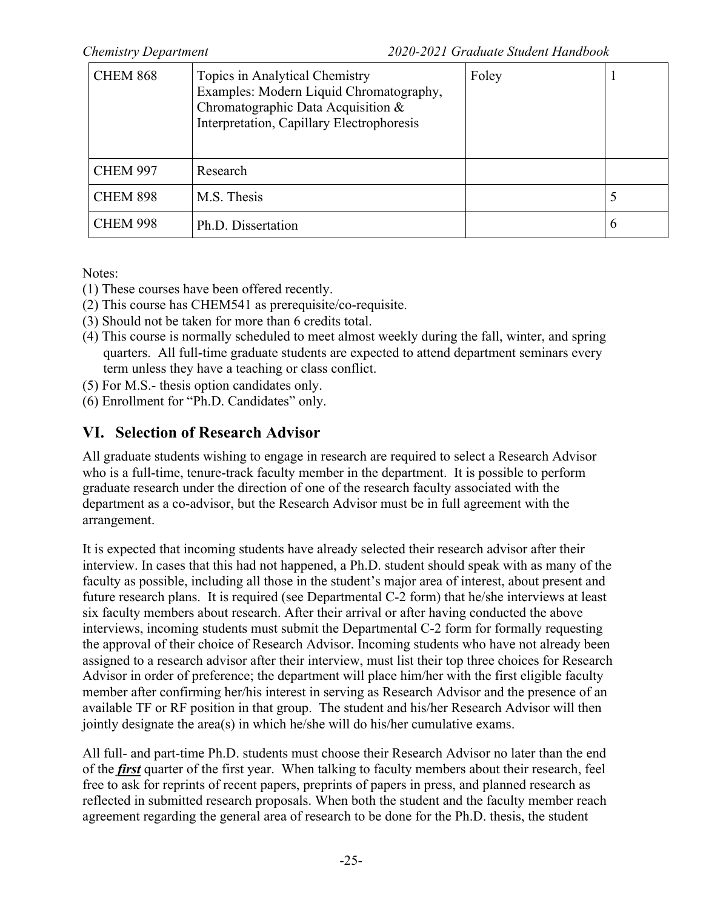| CHEM 868 | Topics in Analytical Chemistry<br>Examples: Modern Liquid Chromatography, Chromatographic Data Acquisition & Interpretation, Capillary Electrophoresis | Foley | 1 |
|---|---|---|---|
| CHEM 997 | Research | | |
| CHEM 898 | M.S. Thesis | | 5 |
| CHEM 998 | Ph.D. Dissertation | | 6 |

Notes:

(1) These courses have been offered recently.
(2) This course has CHEM541 as prerequisite/co-requisite.
(3) Should not be taken for more than 6 credits total.
(4) This course is normally scheduled to meet almost weekly during the fall, winter, and spring quarters. All full-time graduate students are expected to attend department seminars every term unless they have a teaching or class conflict.
(5) For M.S.- thesis option candidates only.
(6) Enrollment for "Ph.D. Candidates" only.

## VI. Selection of Research Advisor

All graduate students wishing to engage in research are required to select a Research Advisor who is a full-time, tenure-track faculty member in the department. It is possible to perform graduate research under the direction of one of the research faculty associated with the department as a co-advisor, but the Research Advisor must be in full agreement with the arrangement.

It is expected that incoming students have already selected their research advisor after their interview. In cases that this had not happened, a Ph.D. student should speak with as many of the faculty as possible, including all those in the student's major area of interest, about present and future research plans. It is required (see Departmental C-2 form) that he/she interviews at least six faculty members about research. After their arrival or after having conducted the above interviews, incoming students must submit the Departmental C-2 form for formally requesting the approval of their choice of Research Advisor. Incoming students who have not already been assigned to a research advisor after their interview, must list their top three choices for Research Advisor in order of preference; the department will place him/her with the first eligible faculty member after confirming her/his interest in serving as Research Advisor and the presence of an available TF or RF position in that group. The student and his/her Research Advisor will then jointly designate the area(s) in which he/she will do his/her cumulative exams.

All full- and part-time Ph.D. students must choose their Research Advisor no later than the end of the ***first*** quarter of the first year. When talking to faculty members about their research, feel free to ask for reprints of recent papers, preprints of papers in press, and planned research as reflected in submitted research proposals. When both the student and the faculty member reach agreement regarding the general area of research to be done for the Ph.D. thesis, the student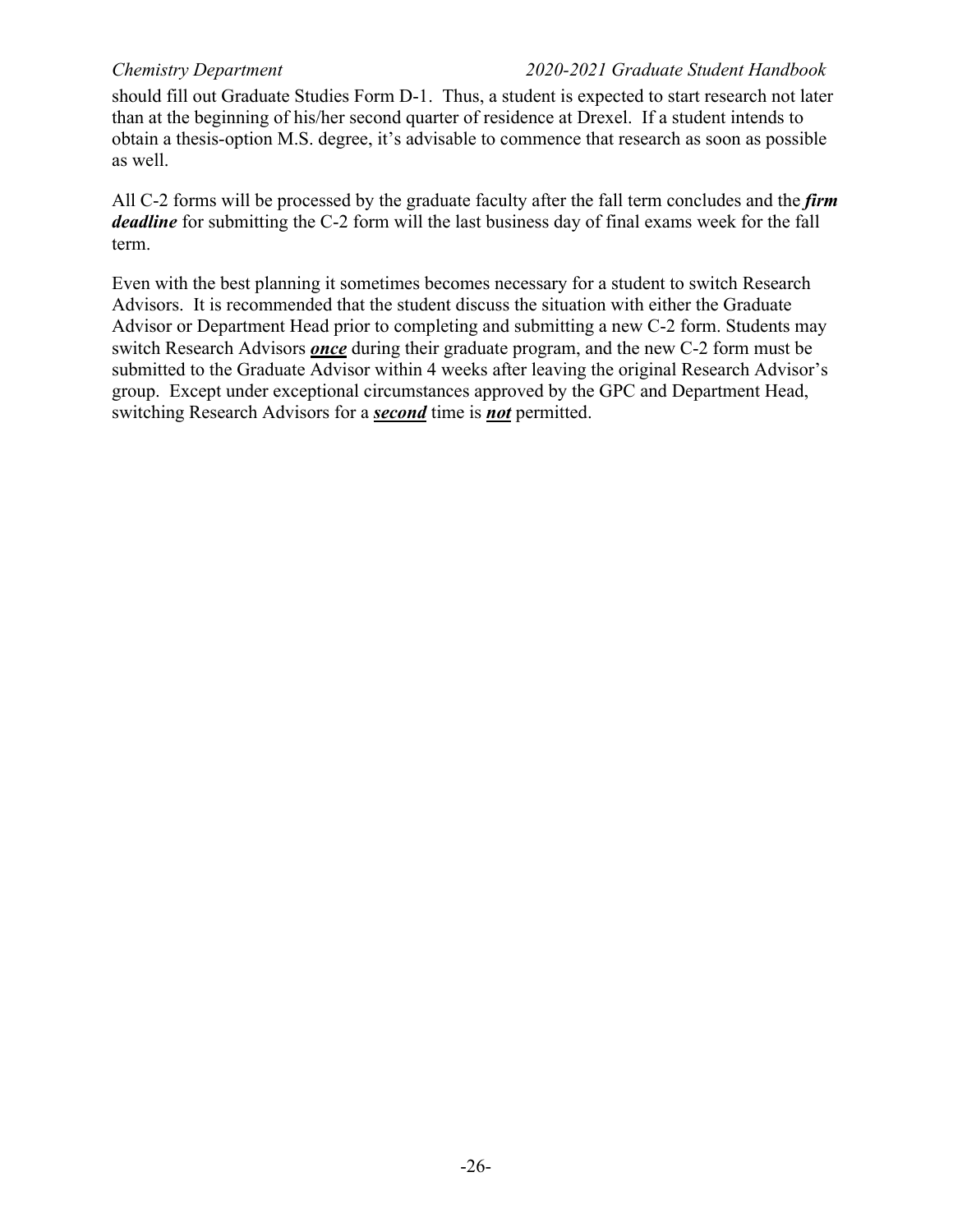should fill out Graduate Studies Form D-1. Thus, a student is expected to start research not later than at the beginning of his/her second quarter of residence at Drexel. If a student intends to obtain a thesis-option M.S. degree, it's advisable to commence that research as soon as possible as well.

All C-2 forms will be processed by the graduate faculty after the fall term concludes and the ***firm deadline*** for submitting the C-2 form will the last business day of final exams week for the fall term.

Even with the best planning it sometimes becomes necessary for a student to switch Research Advisors. It is recommended that the student discuss the situation with either the Graduate Advisor or Department Head prior to completing and submitting a new C-2 form. Students may switch Research Advisors ***<u>once</u>*** during their graduate program, and the new C-2 form must be submitted to the Graduate Advisor within 4 weeks after leaving the original Research Advisor's group. Except under exceptional circumstances approved by the GPC and Department Head, switching Research Advisors for a ***<u>second</u>*** time is ***<u>not</u>*** permitted.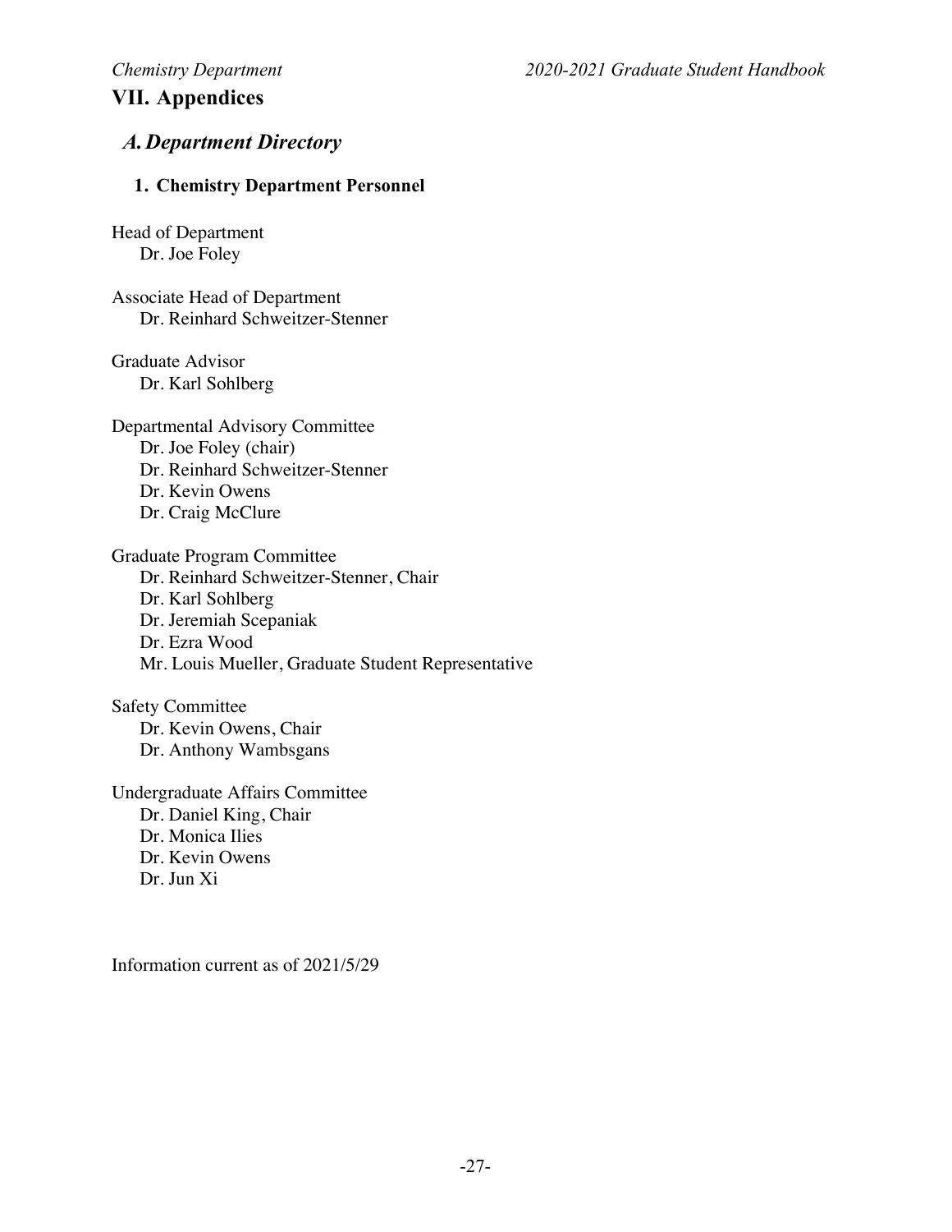# VII. Appendices

## A. Department Directory

### 1. Chemistry Department Personnel

Head of Department
- Dr. Joe Foley

Associate Head of Department
- Dr. Reinhard Schweitzer-Stenner

Graduate Advisor
- Dr. Karl Sohlberg

Departmental Advisory Committee
- Dr. Joe Foley (chair)
- Dr. Reinhard Schweitzer-Stenner
- Dr. Kevin Owens
- Dr. Craig McClure

Graduate Program Committee
- Dr. Reinhard Schweitzer-Stenner, Chair
- Dr. Karl Sohlberg
- Dr. Jeremiah Scepaniak
- Dr. Ezra Wood
- Mr. Louis Mueller, Graduate Student Representative

Safety Committee
- Dr. Kevin Owens, Chair
- Dr. Anthony Wambsgans

Undergraduate Affairs Committee
- Dr. Daniel King, Chair
- Dr. Monica Ilies
- Dr. Kevin Owens
- Dr. Jun Xi

Information current as of 2021/5/29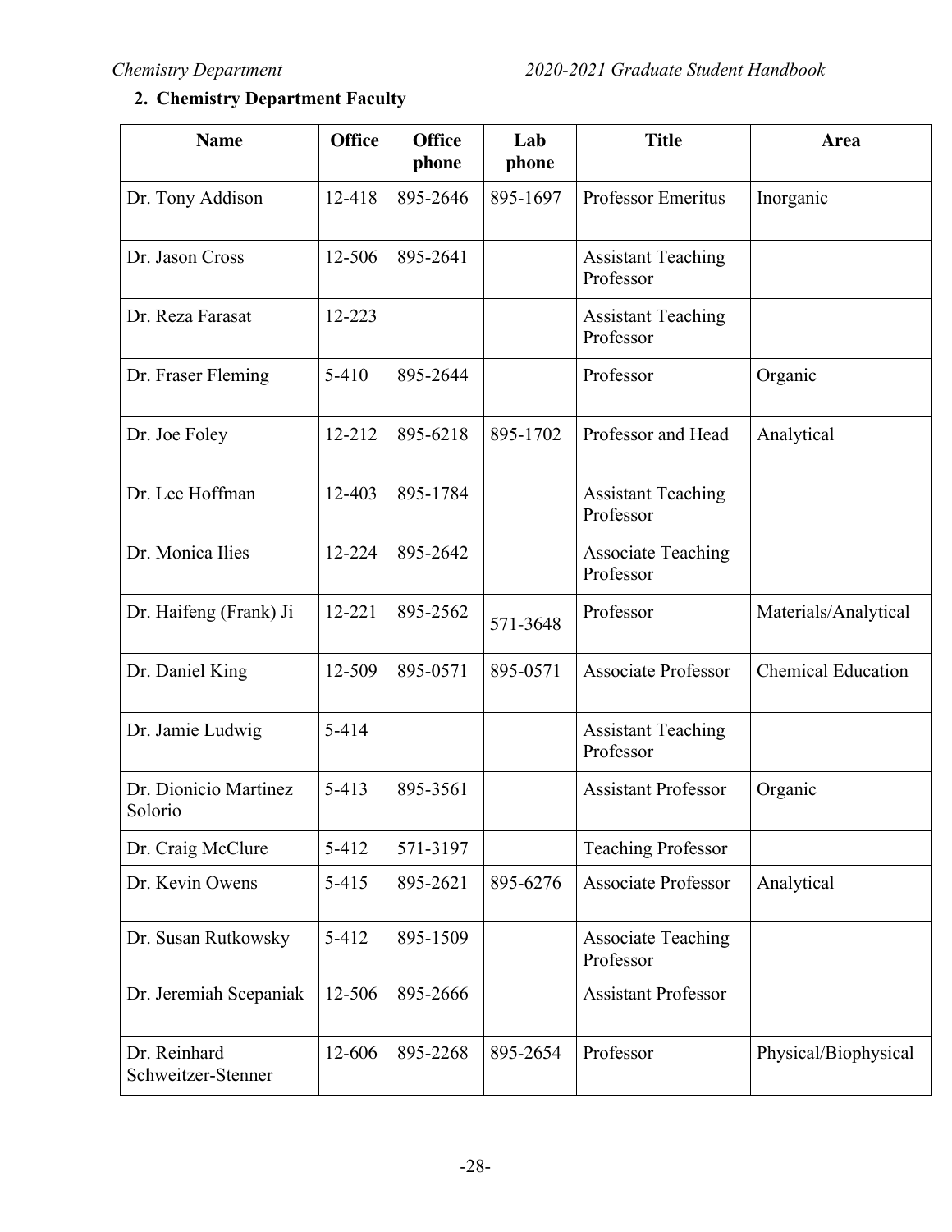## 2. Chemistry Department Faculty

| Name | Office | Office phone | Lab phone | Title | Area |
|---|---|---|---|---|---|
| Dr. Tony Addison | 12-418 | 895-2646 | 895-1697 | Professor Emeritus | Inorganic |
| Dr. Jason Cross | 12-506 | 895-2641 | | Assistant Teaching Professor | |
| Dr. Reza Farasat | 12-223 | | | Assistant Teaching Professor | |
| Dr. Fraser Fleming | 5-410 | 895-2644 | | Professor | Organic |
| Dr. Joe Foley | 12-212 | 895-6218 | 895-1702 | Professor and Head | Analytical |
| Dr. Lee Hoffman | 12-403 | 895-1784 | | Assistant Teaching Professor | |
| Dr. Monica Ilies | 12-224 | 895-2642 | | Associate Teaching Professor | |
| Dr. Haifeng (Frank) Ji | 12-221 | 895-2562 | 571-3648 | Professor | Materials/Analytical |
| Dr. Daniel King | 12-509 | 895-0571 | 895-0571 | Associate Professor | Chemical Education |
| Dr. Jamie Ludwig | 5-414 | | | Assistant Teaching Professor | |
| Dr. Dionicio Martinez Solorio | 5-413 | 895-3561 | | Assistant Professor | Organic |
| Dr. Craig McClure | 5-412 | 571-3197 | | Teaching Professor | |
| Dr. Kevin Owens | 5-415 | 895-2621 | 895-6276 | Associate Professor | Analytical |
| Dr. Susan Rutkowsky | 5-412 | 895-1509 | | Associate Teaching Professor | |
| Dr. Jeremiah Scepaniak | 12-506 | 895-2666 | | Assistant Professor | |
| Dr. Reinhard Schweitzer-Stenner | 12-606 | 895-2268 | 895-2654 | Professor | Physical/Biophysical |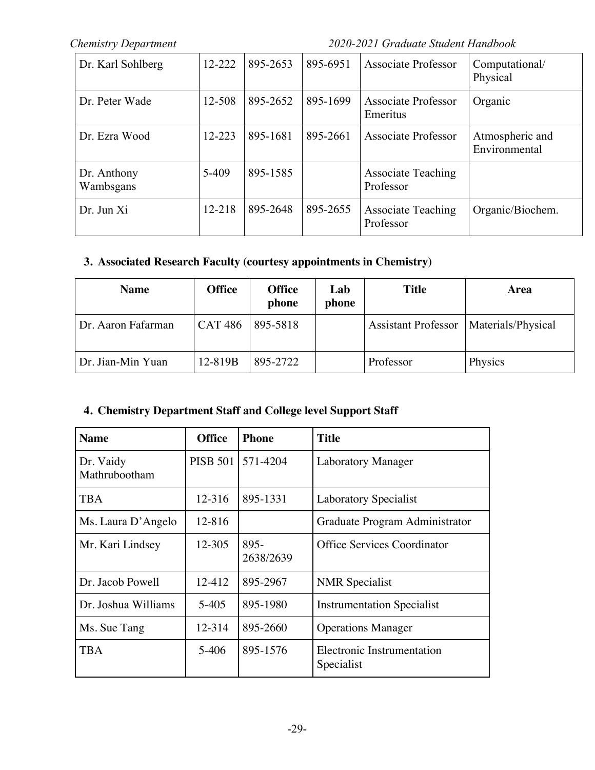| Dr. Karl Sohlberg | 12-222 | 895-2653 | 895-6951 | Associate Professor | Computational/ Physical |
|---|---|---|---|---|---|
| Dr. Peter Wade | 12-508 | 895-2652 | 895-1699 | Associate Professor Emeritus | Organic |
| Dr. Ezra Wood | 12-223 | 895-1681 | 895-2661 | Associate Professor | Atmospheric and Environmental |
| Dr. Anthony Wambsgans | 5-409 | 895-1585 | | Associate Teaching Professor | |
| Dr. Jun Xi | 12-218 | 895-2648 | 895-2655 | Associate Teaching Professor | Organic/Biochem. |

### 3. Associated Research Faculty (courtesy appointments in Chemistry)

| Name | Office | Office phone | Lab phone | Title | Area |
|---|---|---|---|---|---|
| Dr. Aaron Fafarman | CAT 486 | 895-5818 | | Assistant Professor | Materials/Physical |
| Dr. Jian-Min Yuan | 12-819B | 895-2722 | | Professor | Physics |

### 4. Chemistry Department Staff and College level Support Staff

| Name | Office | Phone | Title |
|---|---|---|---|
| Dr. Vaidy Mathrubootham | PISB 501 | 571-4204 | Laboratory Manager |
| TBA | 12-316 | 895-1331 | Laboratory Specialist |
| Ms. Laura D'Angelo | 12-816 | | Graduate Program Administrator |
| Mr. Kari Lindsey | 12-305 | 895-2638/2639 | Office Services Coordinator |
| Dr. Jacob Powell | 12-412 | 895-2967 | NMR Specialist |
| Dr. Joshua Williams | 5-405 | 895-1980 | Instrumentation Specialist |
| Ms. Sue Tang | 12-314 | 895-2660 | Operations Manager |
| TBA | 5-406 | 895-1576 | Electronic Instrumentation Specialist |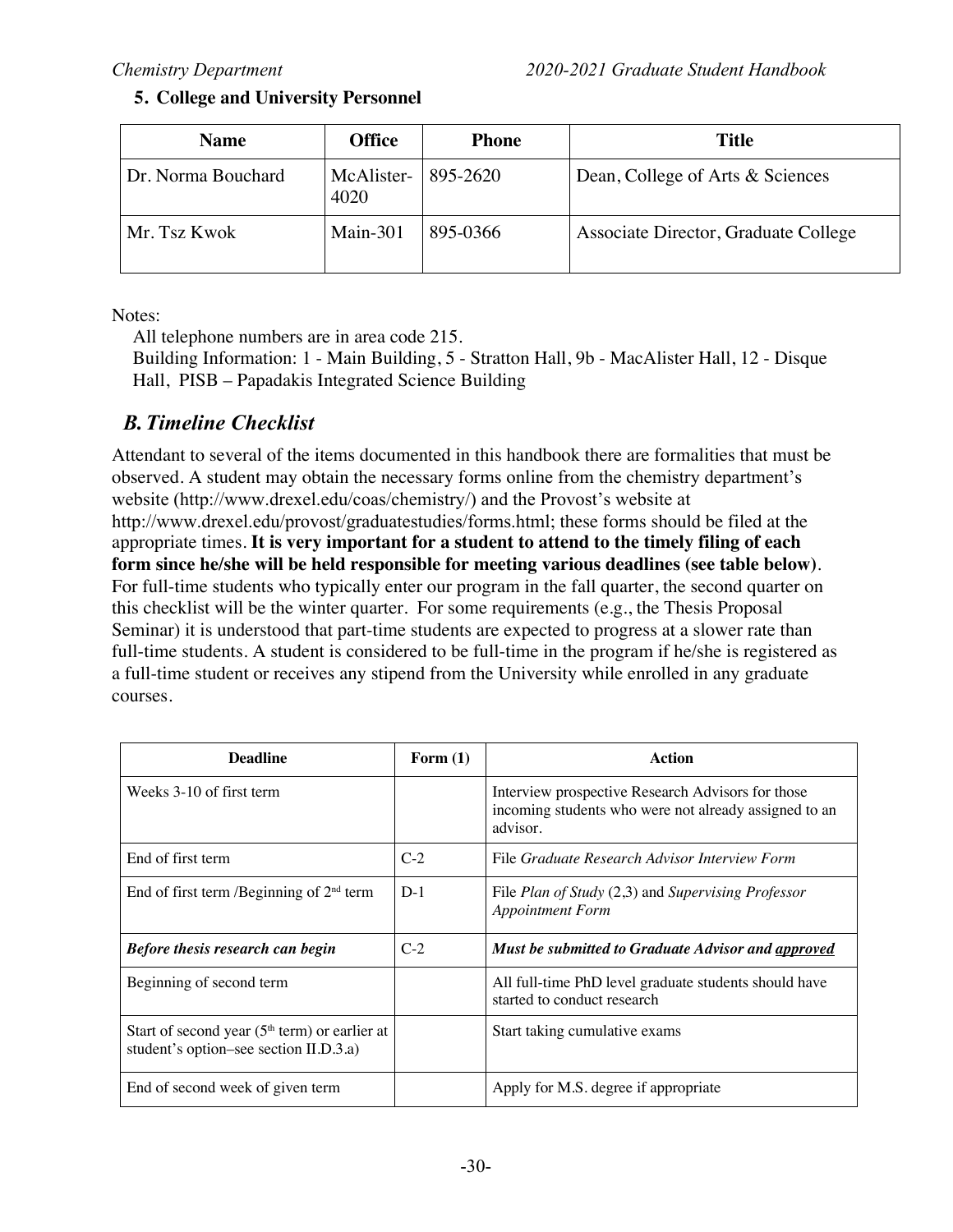### 5. College and University Personnel

| Name | Office | Phone | Title |
|---|---|---|---|
| Dr. Norma Bouchard | McAlister-4020 | 895-2620 | Dean, College of Arts & Sciences |
| Mr. Tsz Kwok | Main-301 | 895-0366 | Associate Director, Graduate College |

Notes:

All telephone numbers are in area code 215.

Building Information: 1 - Main Building, 5 - Stratton Hall, 9b - MacAlister Hall, 12 - Disque Hall, PISB – Papadakis Integrated Science Building

## *B. Timeline Checklist*

Attendant to several of the items documented in this handbook there are formalities that must be observed. A student may obtain the necessary forms online from the chemistry department's website (http://www.drexel.edu/coas/chemistry/) and the Provost's website at http://www.drexel.edu/provost/graduatestudies/forms.html; these forms should be filed at the appropriate times. **It is very important for a student to attend to the timely filing of each form since he/she will be held responsible for meeting various deadlines (see table below)**. For full-time students who typically enter our program in the fall quarter, the second quarter on this checklist will be the winter quarter. For some requirements (e.g., the Thesis Proposal Seminar) it is understood that part-time students are expected to progress at a slower rate than full-time students. A student is considered to be full-time in the program if he/she is registered as a full-time student or receives any stipend from the University while enrolled in any graduate courses.

| Deadline | Form (1) | Action |
|---|---|---|
| Weeks 3-10 of first term | | Interview prospective Research Advisors for those incoming students who were not already assigned to an advisor. |
| End of first term | C-2 | File *Graduate Research Advisor Interview Form* |
| End of first term /Beginning of 2nd term | D-1 | File *Plan of Study* (2,3) and *Supervising Professor Appointment Form* |
| ***Before thesis research can begin*** | C-2 | ***Must be submitted to Graduate Advisor and approved*** |
| Beginning of second term | | All full-time PhD level graduate students should have started to conduct research |
| Start of second year (5th term) or earlier at student's option–see section II.D.3.a) | | Start taking cumulative exams |
| End of second week of given term | | Apply for M.S. degree if appropriate |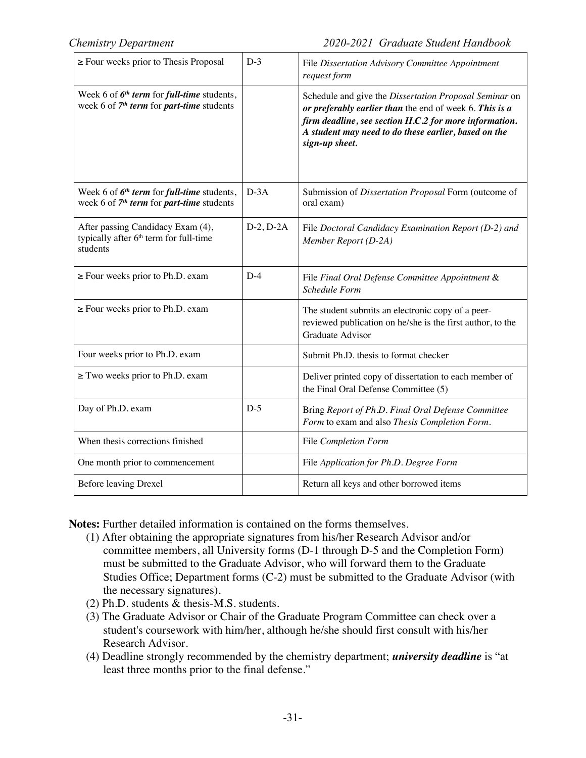| | | |
|---|---|---|
| ≥ Four weeks prior to Thesis Proposal | D-3 | File *Dissertation Advisory Committee Appointment request form* |
| Week 6 of ***6th term*** for ***full-time*** students, week 6 of ***7th term*** for ***part-time*** students | | Schedule and give the *Dissertation Proposal Seminar* on ***or preferably earlier than*** the end of week 6. ***This is a firm deadline, see section II.C.2 for more information. A student may need to do these earlier, based on the sign-up sheet.*** |
| Week 6 of ***6th term*** for ***full-time*** students, week 6 of ***7th term*** for ***part-time*** students | D-3A | Submission of *Dissertation Proposal* Form (outcome of oral exam) |
| After passing Candidacy Exam (4), typically after 6th term for full-time students | D-2, D-2A | File *Doctoral Candidacy Examination Report (D-2) and Member Report (D-2A)* |
| ≥ Four weeks prior to Ph.D. exam | D-4 | File *Final Oral Defense Committee Appointment* & *Schedule Form* |
| ≥ Four weeks prior to Ph.D. exam | | The student submits an electronic copy of a peer-reviewed publication on he/she is the first author, to the Graduate Advisor |
| Four weeks prior to Ph.D. exam | | Submit Ph.D. thesis to format checker |
| ≥ Two weeks prior to Ph.D. exam | | Deliver printed copy of dissertation to each member of the Final Oral Defense Committee (5) |
| Day of Ph.D. exam | D-5 | Bring *Report of Ph.D. Final Oral Defense Committee Form* to exam and also *Thesis Completion Form*. |
| When thesis corrections finished | | File *Completion Form* |
| One month prior to commencement | | File *Application for Ph.D. Degree Form* |
| Before leaving Drexel | | Return all keys and other borrowed items |

**Notes:** Further detailed information is contained on the forms themselves.

(1) After obtaining the appropriate signatures from his/her Research Advisor and/or committee members, all University forms (D-1 through D-5 and the Completion Form) must be submitted to the Graduate Advisor, who will forward them to the Graduate Studies Office; Department forms (C-2) must be submitted to the Graduate Advisor (with the necessary signatures).

(2) Ph.D. students & thesis-M.S. students.

(3) The Graduate Advisor or Chair of the Graduate Program Committee can check over a student's coursework with him/her, although he/she should first consult with his/her Research Advisor.

(4) Deadline strongly recommended by the chemistry department; ***university deadline*** is "at least three months prior to the final defense."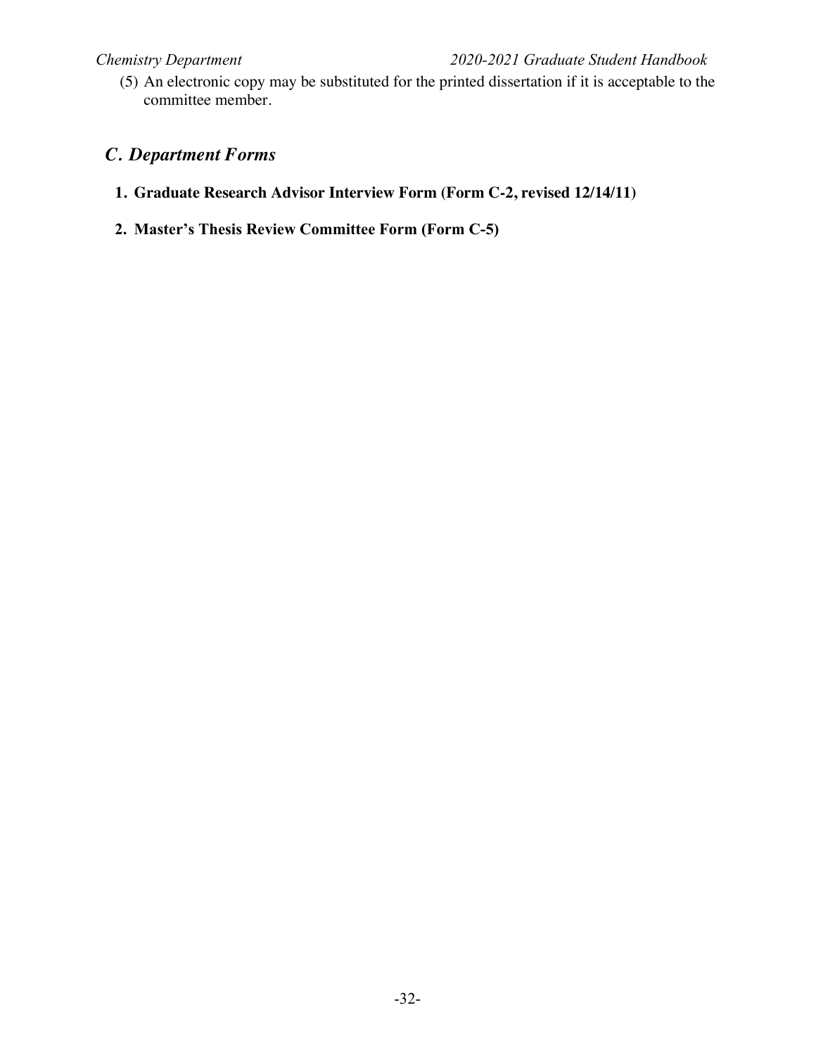(5) An electronic copy may be substituted for the printed dissertation if it is acceptable to the committee member.

## *C. Department Forms*

1. **Graduate Research Advisor Interview Form (Form C-2, revised 12/14/11)**

2. **Master's Thesis Review Committee Form (Form C-5)**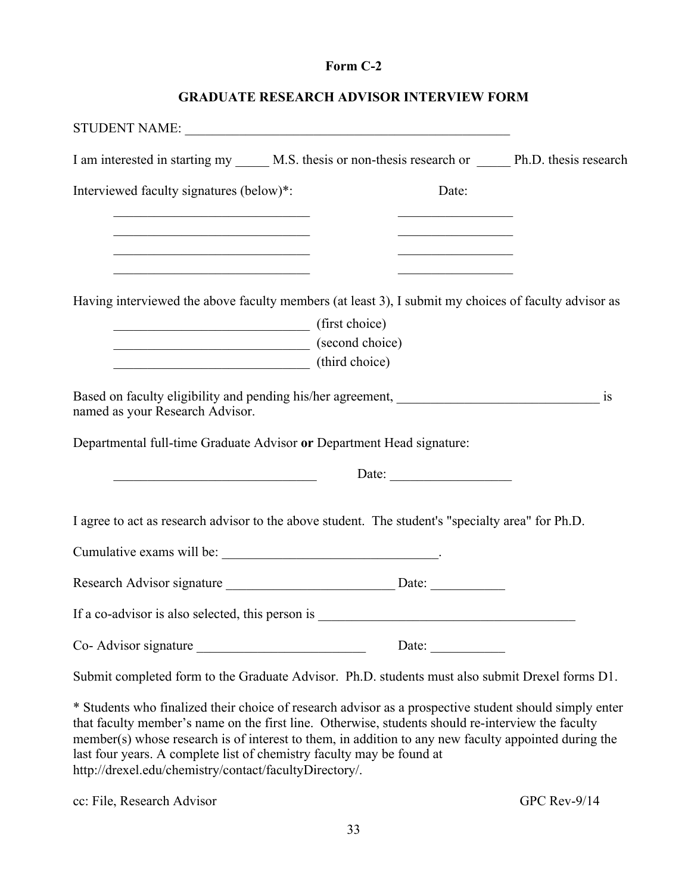**Form C-2**

**GRADUATE RESEARCH ADVISOR INTERVIEW FORM**

STUDENT NAME: ___________________________________________________

I am interested in starting my _____ M.S. thesis or non-thesis research or _____ Ph.D. thesis research

Interviewed faculty signatures (below)*: Date:

______________________________ _________________

______________________________ _________________

______________________________ _________________

______________________________ _________________

Having interviewed the above faculty members (at least 3), I submit my choices of faculty advisor as

______________________________ (first choice)

______________________________ (second choice)

______________________________ (third choice)

Based on faculty eligibility and pending his/her agreement, _______________________________ is named as your Research Advisor.

Departmental full-time Graduate Advisor **or** Department Head signature:

_______________________________ Date: __________________

I agree to act as research advisor to the above student. The student's "specialty area" for Ph.D.

Cumulative exams will be: _________________________________.

Research Advisor signature _________________________ Date: ___________

If a co-advisor is also selected, this person is _______________________________________

Co- Advisor signature _________________________ Date: ___________

Submit completed form to the Graduate Advisor. Ph.D. students must also submit Drexel forms D1.

* Students who finalized their choice of research advisor as a prospective student should simply enter that faculty member's name on the first line. Otherwise, students should re-interview the faculty member(s) whose research is of interest to them, in addition to any new faculty appointed during the last four years. A complete list of chemistry faculty may be found at http://drexel.edu/chemistry/contact/facultyDirectory/.

cc: File, Research Advisor GPC Rev-9/14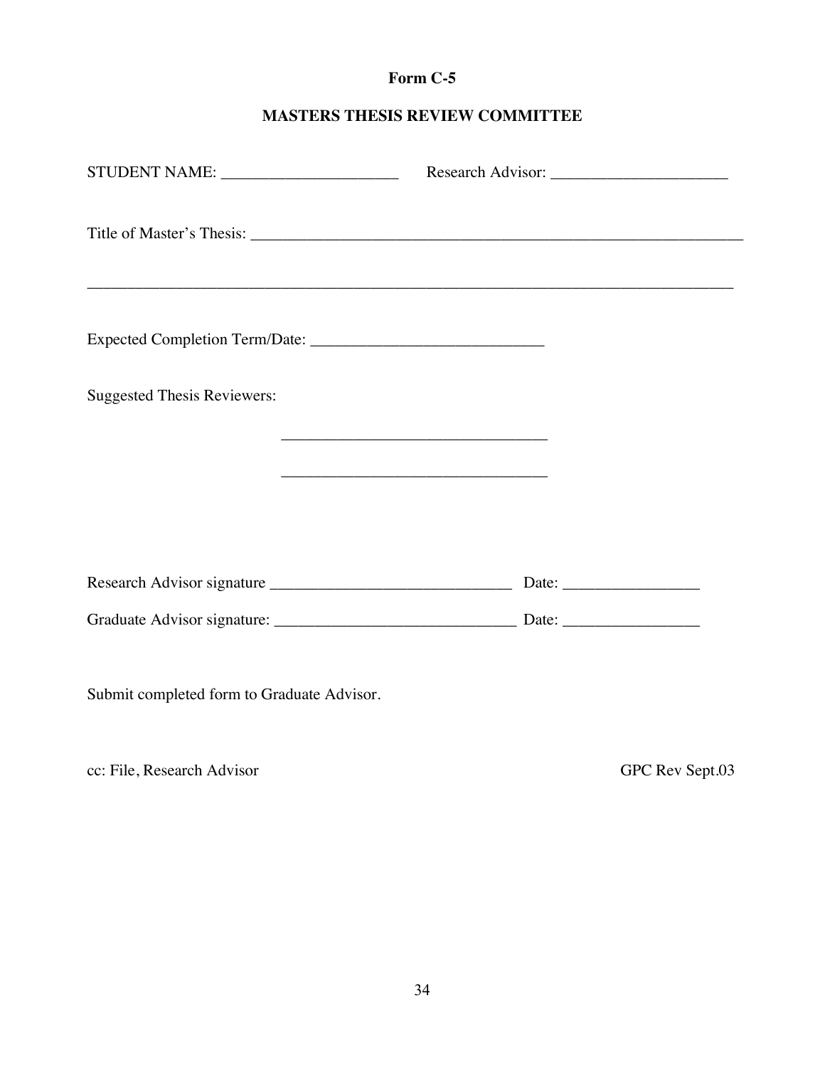**Form C-5**

**MASTERS THESIS REVIEW COMMITTEE**

STUDENT NAME: ______________________ Research Advisor: ______________________

Title of Master's Thesis: ________________________________________________________________

________________________________________________________________________________

Expected Completion Term/Date: ____________________________

Suggested Thesis Reviewers:

________________________________

________________________________

Research Advisor signature ______________________________ Date: ________________

Graduate Advisor signature: ______________________________ Date: ________________

Submit completed form to Graduate Advisor.

cc: File, Research Advisor

GPC Rev Sept.03